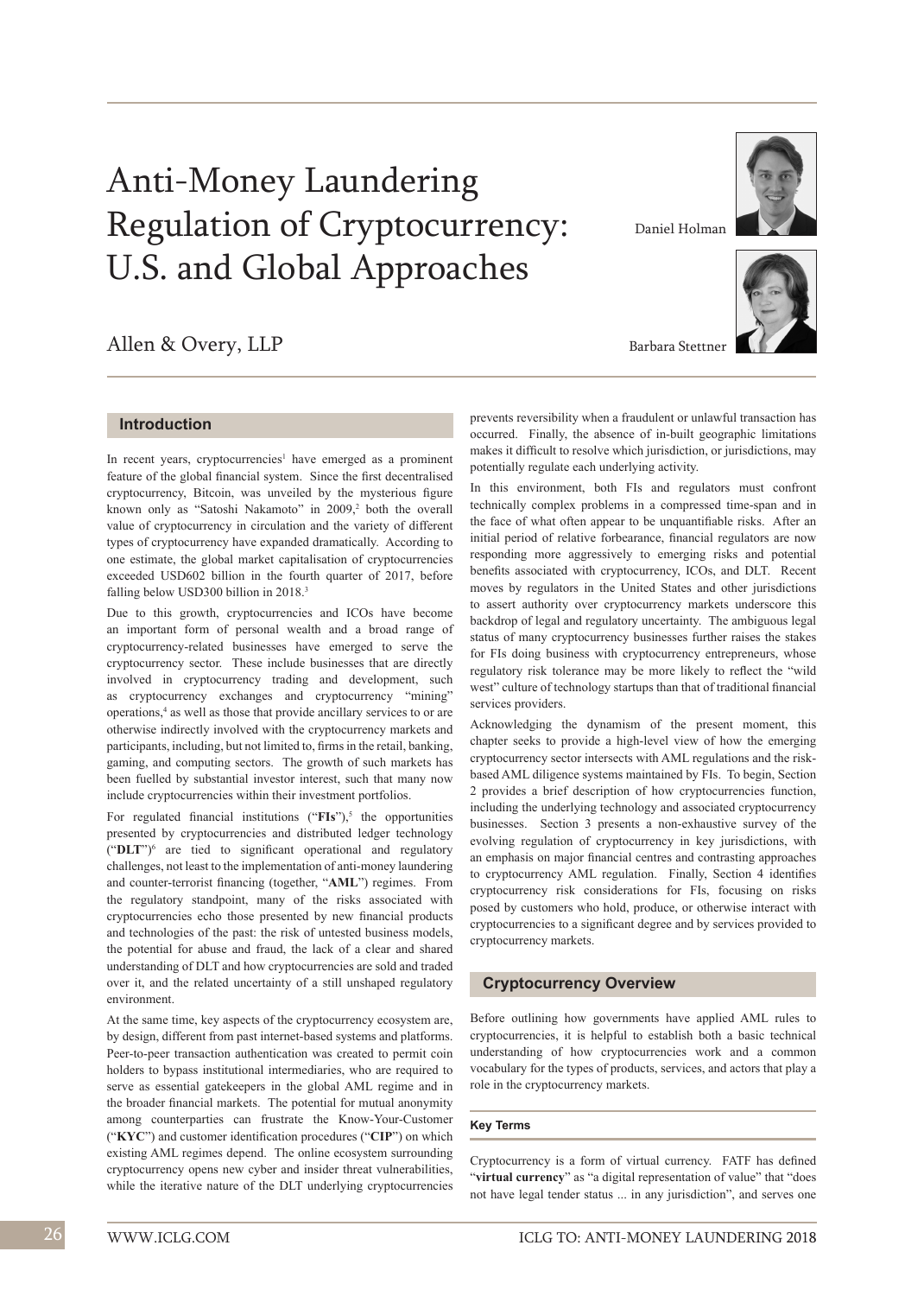# Anti-Money Laundering Regulation of Cryptocurrency: U.S. and Global Approaches

Allen & Overy, LLP

Daniel Holman

Barbara Stettner

## Introduction

In recent years, cryptocurrencies[1] have emerged as a prominent feature of the global financial system. Since the first decentralised cryptocurrency, Bitcoin, was unveiled by the mysterious figure known only as "Satoshi Nakamoto" in 2009,[2] both the overall value of cryptocurrency in circulation and the variety of different types of cryptocurrency have expanded dramatically. According to one estimate, the global market capitalisation of cryptocurrencies exceeded USD602 billion in the fourth quarter of 2017, before falling below USD300 billion in 2018.[3]

Due to this growth, cryptocurrencies and ICOs have become an important form of personal wealth and a broad range of cryptocurrency-related businesses have emerged to serve the cryptocurrency sector. These include businesses that are directly involved in cryptocurrency trading and development, such as cryptocurrency exchanges and cryptocurrency "mining" operations,[4] as well as those that provide ancillary services to or are otherwise indirectly involved with the cryptocurrency markets and participants, including, but not limited to, firms in the retail, banking, gaming, and computing sectors. The growth of such markets has been fuelled by substantial investor interest, such that many now include cryptocurrencies within their investment portfolios.

For regulated financial institutions ("**FIs**"),[5] the opportunities presented by cryptocurrencies and distributed ledger technology ("**DLT**")[6] are tied to significant operational and regulatory challenges, not least to the implementation of anti-money laundering and counter-terrorist financing (together, "**AML**") regimes. From the regulatory standpoint, many of the risks associated with cryptocurrencies echo those presented by new financial products and technologies of the past: the risk of untested business models, the potential for abuse and fraud, the lack of a clear and shared understanding of DLT and how cryptocurrencies are sold and traded over it, and the related uncertainty of a still unshaped regulatory environment.

At the same time, key aspects of the cryptocurrency ecosystem are, by design, different from past internet-based systems and platforms. Peer-to-peer transaction authentication was created to permit coin holders to bypass institutional intermediaries, who are required to serve as essential gatekeepers in the global AML regime and in the broader financial markets. The potential for mutual anonymity among counterparties can frustrate the Know-Your-Customer ("**KYC**") and customer identification procedures ("**CIP**") on which existing AML regimes depend. The online ecosystem surrounding cryptocurrency opens new cyber and insider threat vulnerabilities, while the iterative nature of the DLT underlying cryptocurrencies prevents reversibility when a fraudulent or unlawful transaction has occurred. Finally, the absence of in-built geographic limitations makes it difficult to resolve which jurisdiction, or jurisdictions, may potentially regulate each underlying activity.

In this environment, both FIs and regulators must confront technically complex problems in a compressed time-span and in the face of what often appear to be unquantifiable risks. After an initial period of relative forbearance, financial regulators are now responding more aggressively to emerging risks and potential benefits associated with cryptocurrency, ICOs, and DLT. Recent moves by regulators in the United States and other jurisdictions to assert authority over cryptocurrency markets underscore this backdrop of legal and regulatory uncertainty. The ambiguous legal status of many cryptocurrency businesses further raises the stakes for FIs doing business with cryptocurrency entrepreneurs, whose regulatory risk tolerance may be more likely to reflect the "wild west" culture of technology startups than that of traditional financial services providers.

Acknowledging the dynamism of the present moment, this chapter seeks to provide a high-level view of how the emerging cryptocurrency sector intersects with AML regulations and the risk-based AML diligence systems maintained by FIs. To begin, Section 2 provides a brief description of how cryptocurrencies function, including the underlying technology and associated cryptocurrency businesses. Section 3 presents a non-exhaustive survey of the evolving regulation of cryptocurrency in key jurisdictions, with an emphasis on major financial centres and contrasting approaches to cryptocurrency AML regulation. Finally, Section 4 identifies cryptocurrency risk considerations for FIs, focusing on risks posed by customers who hold, produce, or otherwise interact with cryptocurrencies to a significant degree and by services provided to cryptocurrency markets.

## Cryptocurrency Overview

Before outlining how governments have applied AML rules to cryptocurrencies, it is helpful to establish both a basic technical understanding of how cryptocurrencies work and a common vocabulary for the types of products, services, and actors that play a role in the cryptocurrency markets.

### Key Terms

Cryptocurrency is a form of virtual currency. FATF has defined "**virtual currency**" as "a digital representation of value" that "does not have legal tender status ... in any jurisdiction", and serves one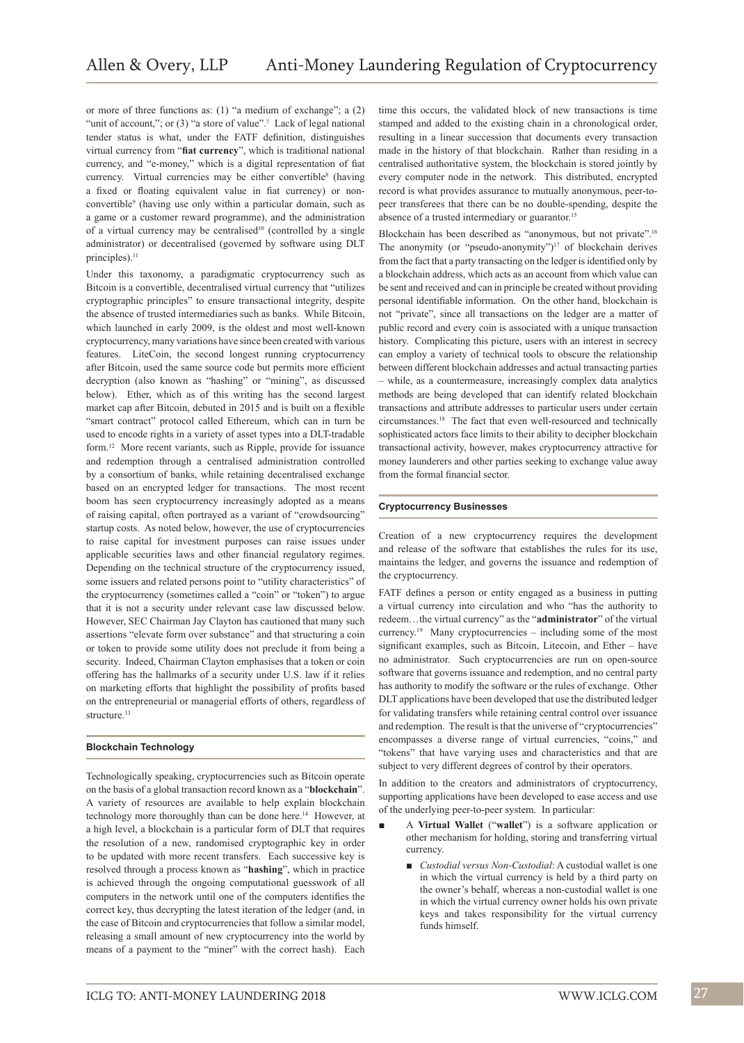or more of three functions as: (1) "a medium of exchange"; a (2) "unit of account,"; or (3) "a store of value".[7] Lack of legal national tender status is what, under the FATF definition, distinguishes virtual currency from "**fiat currency**", which is traditional national currency, and "e-money," which is a digital representation of fiat currency. Virtual currencies may be either convertible[8] (having a fixed or floating equivalent value in fiat currency) or non-convertible[9] (having use only within a particular domain, such as a game or a customer reward programme), and the administration of a virtual currency may be centralised[10] (controlled by a single administrator) or decentralised (governed by software using DLT principles).[11]

Under this taxonomy, a paradigmatic cryptocurrency such as Bitcoin is a convertible, decentralised virtual currency that "utilizes cryptographic principles" to ensure transactional integrity, despite the absence of trusted intermediaries such as banks. While Bitcoin, which launched in early 2009, is the oldest and most well-known cryptocurrency, many variations have since been created with various features. LiteCoin, the second longest running cryptocurrency after Bitcoin, used the same source code but permits more efficient decryption (also known as "hashing" or "mining", as discussed below). Ether, which as of this writing has the second largest market cap after Bitcoin, debuted in 2015 and is built on a flexible "smart contract" protocol called Ethereum, which can in turn be used to encode rights in a variety of asset types into a DLT-tradable form.[12] More recent variants, such as Ripple, provide for issuance and redemption through a centralised administration controlled by a consortium of banks, while retaining decentralised exchange based on an encrypted ledger for transactions. The most recent boom has seen cryptocurrency increasingly adopted as a means of raising capital, often portrayed as a variant of "crowdsourcing" startup costs. As noted below, however, the use of cryptocurrencies to raise capital for investment purposes can raise issues under applicable securities laws and other financial regulatory regimes. Depending on the technical structure of the cryptocurrency issued, some issuers and related persons point to "utility characteristics" of the cryptocurrency (sometimes called a "coin" or "token") to argue that it is not a security under relevant case law discussed below. However, SEC Chairman Jay Clayton has cautioned that many such assertions "elevate form over substance" and that structuring a coin or token to provide some utility does not preclude it from being a security. Indeed, Chairman Clayton emphasises that a token or coin offering has the hallmarks of a security under U.S. law if it relies on marketing efforts that highlight the possibility of profits based on the entrepreneurial or managerial efforts of others, regardless of structure.[13]

### Blockchain Technology

Technologically speaking, cryptocurrencies such as Bitcoin operate on the basis of a global transaction record known as a "**blockchain**". A variety of resources are available to help explain blockchain technology more thoroughly than can be done here.[14] However, at a high level, a blockchain is a particular form of DLT that requires the resolution of a new, randomised cryptographic key in order to be updated with more recent transfers. Each successive key is resolved through a process known as "**hashing**", which in practice is achieved through the ongoing computational guesswork of all computers in the network until one of the computers identifies the correct key, thus decrypting the latest iteration of the ledger (and, in the case of Bitcoin and cryptocurrencies that follow a similar model, releasing a small amount of new cryptocurrency into the world by means of a payment to the "miner" with the correct hash). Each time this occurs, the validated block of new transactions is time stamped and added to the existing chain in a chronological order, resulting in a linear succession that documents every transaction made in the history of that blockchain. Rather than residing in a centralised authoritative system, the blockchain is stored jointly by every computer node in the network. This distributed, encrypted record is what provides assurance to mutually anonymous, peer-to-peer transferees that there can be no double-spending, despite the absence of a trusted intermediary or guarantor.[15]

Blockchain has been described as "anonymous, but not private".[16] The anonymity (or "pseudo-anonymity")[17] of blockchain derives from the fact that a party transacting on the ledger is identified only by a blockchain address, which acts as an account from which value can be sent and received and can in principle be created without providing personal identifiable information. On the other hand, blockchain is not "private", since all transactions on the ledger are a matter of public record and every coin is associated with a unique transaction history. Complicating this picture, users with an interest in secrecy can employ a variety of technical tools to obscure the relationship between different blockchain addresses and actual transacting parties – while, as a countermeasure, increasingly complex data analytics methods are being developed that can identify related blockchain transactions and attribute addresses to particular users under certain circumstances.[18] The fact that even well-resourced and technically sophisticated actors face limits to their ability to decipher blockchain transactional activity, however, makes cryptocurrency attractive for money launderers and other parties seeking to exchange value away from the formal financial sector.

### Cryptocurrency Businesses

Creation of a new cryptocurrency requires the development and release of the software that establishes the rules for its use, maintains the ledger, and governs the issuance and redemption of the cryptocurrency.

FATF defines a person or entity engaged as a business in putting a virtual currency into circulation and who "has the authority to redeem…the virtual currency" as the "**administrator**" of the virtual currency.[19] Many cryptocurrencies – including some of the most significant examples, such as Bitcoin, Litecoin, and Ether – have no administrator. Such cryptocurrencies are run on open-source software that governs issuance and redemption, and no central party has authority to modify the software or the rules of exchange. Other DLT applications have been developed that use the distributed ledger for validating transfers while retaining central control over issuance and redemption. The result is that the universe of "cryptocurrencies" encompasses a diverse range of virtual currencies, "coins," and "tokens" that have varying uses and characteristics and that are subject to very different degrees of control by their operators.

In addition to the creators and administrators of cryptocurrency, supporting applications have been developed to ease access and use of the underlying peer-to-peer system. In particular:

- A **Virtual Wallet** ("**wallet**") is a software application or other mechanism for holding, storing and transferring virtual currency.
  - *Custodial versus Non-Custodial*: A custodial wallet is one in which the virtual currency is held by a third party on the owner's behalf, whereas a non-custodial wallet is one in which the virtual currency owner holds his own private keys and takes responsibility for the virtual currency funds himself.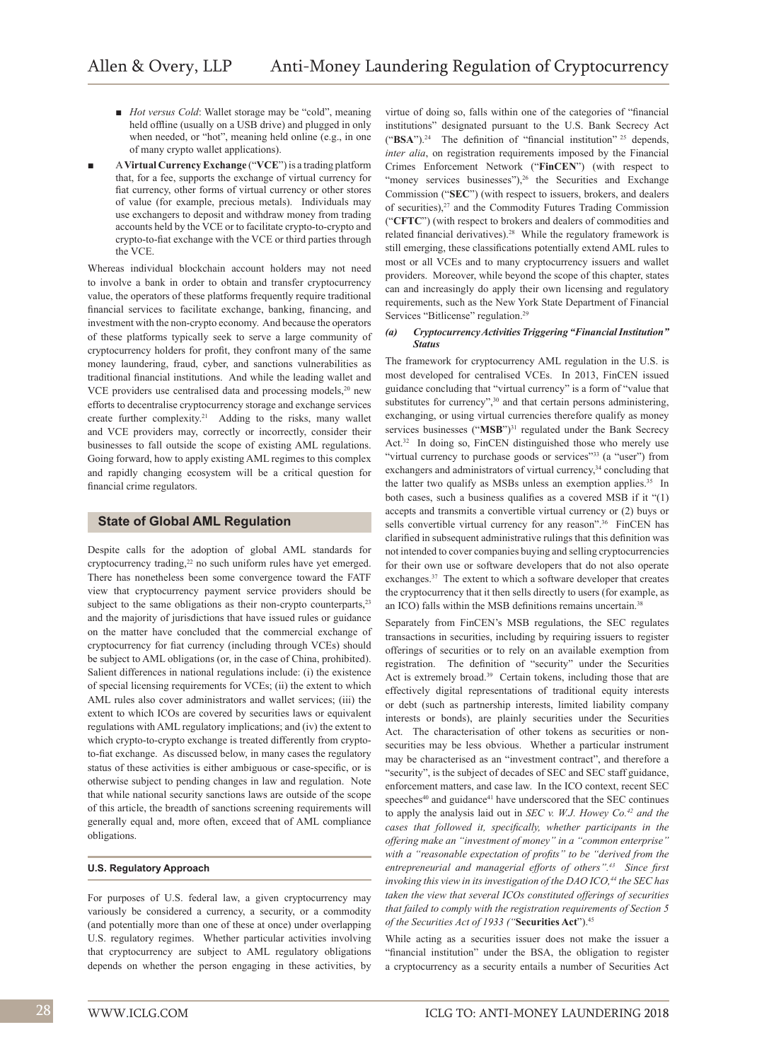- *Hot versus Cold*: Wallet storage may be "cold", meaning held offline (usually on a USB drive) and plugged in only when needed, or "hot", meaning held online (e.g., in one of many crypto wallet applications).
- A **Virtual Currency Exchange** ("**VCE**") is a trading platform that, for a fee, supports the exchange of virtual currency for fiat currency, other forms of virtual currency or other stores of value (for example, precious metals). Individuals may use exchangers to deposit and withdraw money from trading accounts held by the VCE or to facilitate crypto-to-crypto and crypto-to-fiat exchange with the VCE or third parties through the VCE.

Whereas individual blockchain account holders may not need to involve a bank in order to obtain and transfer cryptocurrency value, the operators of these platforms frequently require traditional financial services to facilitate exchange, banking, financing, and investment with the non-crypto economy. And because the operators of these platforms typically seek to serve a large community of cryptocurrency holders for profit, they confront many of the same money laundering, fraud, cyber, and sanctions vulnerabilities as traditional financial institutions. And while the leading wallet and VCE providers use centralised data and processing models,[20] new efforts to decentralise cryptocurrency storage and exchange services create further complexity.[21] Adding to the risks, many wallet and VCE providers may, correctly or incorrectly, consider their businesses to fall outside the scope of existing AML regulations. Going forward, how to apply existing AML regimes to this complex and rapidly changing ecosystem will be a critical question for financial crime regulators.

## State of Global AML Regulation

Despite calls for the adoption of global AML standards for cryptocurrency trading,[22] no such uniform rules have yet emerged. There has nonetheless been some convergence toward the FATF view that cryptocurrency payment service providers should be subject to the same obligations as their non-crypto counterparts,[23] and the majority of jurisdictions that have issued rules or guidance on the matter have concluded that the commercial exchange of cryptocurrency for fiat currency (including through VCEs) should be subject to AML obligations (or, in the case of China, prohibited). Salient differences in national regulations include: (i) the existence of special licensing requirements for VCEs; (ii) the extent to which AML rules also cover administrators and wallet services; (iii) the extent to which ICOs are covered by securities laws or equivalent regulations with AML regulatory implications; and (iv) the extent to which crypto-to-crypto exchange is treated differently from crypto-to-fiat exchange. As discussed below, in many cases the regulatory status of these activities is either ambiguous or case-specific, or is otherwise subject to pending changes in law and regulation. Note that while national security sanctions laws are outside of the scope of this article, the breadth of sanctions screening requirements will generally equal and, more often, exceed that of AML compliance obligations.

### U.S. Regulatory Approach

For purposes of U.S. federal law, a given cryptocurrency may variously be considered a currency, a security, or a commodity (and potentially more than one of these at once) under overlapping U.S. regulatory regimes. Whether particular activities involving that cryptocurrency are subject to AML regulatory obligations depends on whether the person engaging in these activities, by virtue of doing so, falls within one of the categories of "financial institutions" designated pursuant to the U.S. Bank Secrecy Act ("**BSA**").[24] The definition of "financial institution" [25] depends, *inter alia*, on registration requirements imposed by the Financial Crimes Enforcement Network ("**FinCEN**") (with respect to "money services businesses"),[26] the Securities and Exchange Commission ("**SEC**") (with respect to issuers, brokers, and dealers of securities),[27] and the Commodity Futures Trading Commission ("**CFTC**") (with respect to brokers and dealers of commodities and related financial derivatives).[28] While the regulatory framework is still emerging, these classifications potentially extend AML rules to most or all VCEs and to many cryptocurrency issuers and wallet providers. Moreover, while beyond the scope of this chapter, states can and increasingly do apply their own licensing and regulatory requirements, such as the New York State Department of Financial Services "Bitlicense" regulation.[29]

#### *(a) Cryptocurrency Activities Triggering "Financial Institution" Status*

The framework for cryptocurrency AML regulation in the U.S. is most developed for centralised VCEs. In 2013, FinCEN issued guidance concluding that "virtual currency" is a form of "value that substitutes for currency",[30] and that certain persons administering, exchanging, or using virtual currencies therefore qualify as money services businesses ("**MSB**")[31] regulated under the Bank Secrecy Act.[32] In doing so, FinCEN distinguished those who merely use "virtual currency to purchase goods or services"[33] (a "user") from exchangers and administrators of virtual currency,[34] concluding that the latter two qualify as MSBs unless an exemption applies.[35] In both cases, such a business qualifies as a covered MSB if it "(1) accepts and transmits a convertible virtual currency or (2) buys or sells convertible virtual currency for any reason".[36] FinCEN has clarified in subsequent administrative rulings that this definition was not intended to cover companies buying and selling cryptocurrencies for their own use or software developers that do not also operate exchanges.[37] The extent to which a software developer that creates the cryptocurrency that it then sells directly to users (for example, as an ICO) falls within the MSB definitions remains uncertain.[38]

Separately from FinCEN's MSB regulations, the SEC regulates transactions in securities, including by requiring issuers to register offerings of securities or to rely on an available exemption from registration. The definition of "security" under the Securities Act is extremely broad.[39] Certain tokens, including those that are effectively digital representations of traditional equity interests or debt (such as partnership interests, limited liability company interests or bonds), are plainly securities under the Securities Act. The characterisation of other tokens as securities or non-securities may be less obvious. Whether a particular instrument may be characterised as an "investment contract", and therefore a "security", is the subject of decades of SEC and SEC staff guidance, enforcement matters, and case law. In the ICO context, recent SEC speeches[40] and guidance[41] have underscored that the SEC continues to apply the analysis laid out in *SEC v. W.J. Howey Co.*[42] *and the cases that followed it, specifically, whether participants in the offering make an "investment of money" in a "common enterprise" with a "reasonable expectation of profits" to be "derived from the entrepreneurial and managerial efforts of others".*[43] *Since first invoking this view in its investigation of the DAO ICO,*[44] *the SEC has taken the view that several ICOs constituted offerings of securities that failed to comply with the registration requirements of Section 5 of the Securities Act of 1933 ("***Securities Act***").*[45]

While acting as a securities issuer does not make the issuer a "financial institution" under the BSA, the obligation to register a cryptocurrency as a security entails a number of Securities Act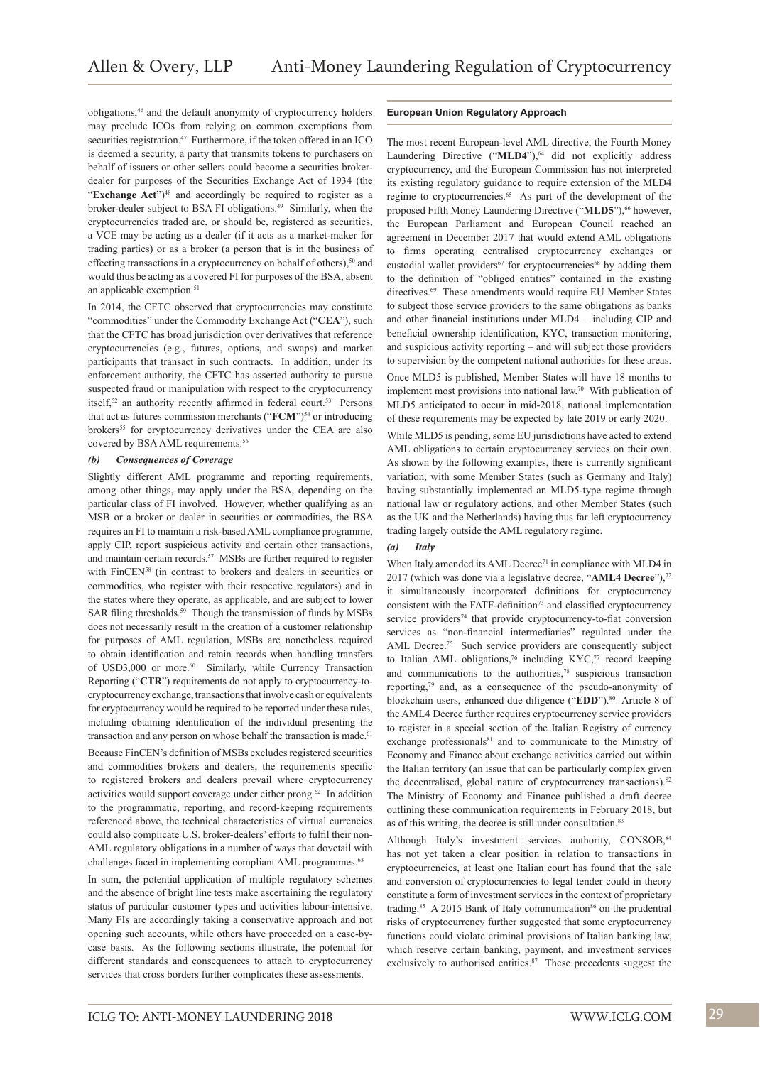obligations,[46] and the default anonymity of cryptocurrency holders may preclude ICOs from relying on common exemptions from securities registration.[47] Furthermore, if the token offered in an ICO is deemed a security, a party that transmits tokens to purchasers on behalf of issuers or other sellers could become a securities broker-dealer for purposes of the Securities Exchange Act of 1934 (the "**Exchange Act**")[48] and accordingly be required to register as a broker-dealer subject to BSA FI obligations.[49] Similarly, when the cryptocurrencies traded are, or should be, registered as securities, a VCE may be acting as a dealer (if it acts as a market-maker for trading parties) or as a broker (a person that is in the business of effecting transactions in a cryptocurrency on behalf of others),[50] and would thus be acting as a covered FI for purposes of the BSA, absent an applicable exemption.[51]

In 2014, the CFTC observed that cryptocurrencies may constitute "commodities" under the Commodity Exchange Act ("**CEA**"), such that the CFTC has broad jurisdiction over derivatives that reference cryptocurrencies (e.g., futures, options, and swaps) and market participants that transact in such contracts. In addition, under its enforcement authority, the CFTC has asserted authority to pursue suspected fraud or manipulation with respect to the cryptocurrency itself,[52] an authority recently affirmed in federal court.[53] Persons that act as futures commission merchants ("**FCM**")[54] or introducing brokers[55] for cryptocurrency derivatives under the CEA are also covered by BSA AML requirements.[56]

***(b) Consequences of Coverage***

Slightly different AML programme and reporting requirements, among other things, may apply under the BSA, depending on the particular class of FI involved. However, whether qualifying as an MSB or a broker or dealer in securities or commodities, the BSA requires an FI to maintain a risk-based AML compliance programme, apply CIP, report suspicious activity and certain other transactions, and maintain certain records.[57] MSBs are further required to register with FinCEN[58] (in contrast to brokers and dealers in securities or commodities, who register with their respective regulators) and in the states where they operate, as applicable, and are subject to lower SAR filing thresholds.[59] Though the transmission of funds by MSBs does not necessarily result in the creation of a customer relationship for purposes of AML regulation, MSBs are nonetheless required to obtain identification and retain records when handling transfers of USD3,000 or more.[60] Similarly, while Currency Transaction Reporting ("**CTR**") requirements do not apply to cryptocurrency-to-cryptocurrency exchange, transactions that involve cash or equivalents for cryptocurrency would be required to be reported under these rules, including obtaining identification of the individual presenting the transaction and any person on whose behalf the transaction is made.[61]

Because FinCEN's definition of MSBs excludes registered securities and commodities brokers and dealers, the requirements specific to registered brokers and dealers prevail where cryptocurrency activities would support coverage under either prong.[62] In addition to the programmatic, reporting, and record-keeping requirements referenced above, the technical characteristics of virtual currencies could also complicate U.S. broker-dealers' efforts to fulfil their non-AML regulatory obligations in a number of ways that dovetail with challenges faced in implementing compliant AML programmes.[63]

In sum, the potential application of multiple regulatory schemes and the absence of bright line tests make ascertaining the regulatory status of particular customer types and activities labour-intensive. Many FIs are accordingly taking a conservative approach and not opening such accounts, while others have proceeded on a case-by-case basis. As the following sections illustrate, the potential for different standards and consequences to attach to cryptocurrency services that cross borders further complicates these assessments.

## European Union Regulatory Approach

The most recent European-level AML directive, the Fourth Money Laundering Directive ("**MLD4**"),[64] did not explicitly address cryptocurrency, and the European Commission has not interpreted its existing regulatory guidance to require extension of the MLD4 regime to cryptocurrencies.[65] As part of the development of the proposed Fifth Money Laundering Directive ("**MLD5**"),[66] however, the European Parliament and European Council reached an agreement in December 2017 that would extend AML obligations to firms operating centralised cryptocurrency exchanges or custodial wallet providers[67] for cryptocurrencies[68] by adding them to the definition of "obliged entities" contained in the existing directives.[69] These amendments would require EU Member States to subject those service providers to the same obligations as banks and other financial institutions under MLD4 – including CIP and beneficial ownership identification, KYC, transaction monitoring, and suspicious activity reporting – and will subject those providers to supervision by the competent national authorities for these areas.

Once MLD5 is published, Member States will have 18 months to implement most provisions into national law.[70] With publication of MLD5 anticipated to occur in mid-2018, national implementation of these requirements may be expected by late 2019 or early 2020.

While MLD5 is pending, some EU jurisdictions have acted to extend AML obligations to certain cryptocurrency services on their own. As shown by the following examples, there is currently significant variation, with some Member States (such as Germany and Italy) having substantially implemented an MLD5-type regime through national law or regulatory actions, and other Member States (such as the UK and the Netherlands) having thus far left cryptocurrency trading largely outside the AML regulatory regime.

***(a) Italy***

When Italy amended its AML Decree[71] in compliance with MLD4 in 2017 (which was done via a legislative decree, "**AML4 Decree**"),[72] it simultaneously incorporated definitions for cryptocurrency consistent with the FATF-definition[73] and classified cryptocurrency service providers[74] that provide cryptocurrency-to-fiat conversion services as "non-financial intermediaries" regulated under the AML Decree.[75] Such service providers are consequently subject to Italian AML obligations,[76] including KYC,[77] record keeping and communications to the authorities,[78] suspicious transaction reporting,[79] and, as a consequence of the pseudo-anonymity of blockchain users, enhanced due diligence ("**EDD**").[80] Article 8 of the AML4 Decree further requires cryptocurrency service providers to register in a special section of the Italian Registry of currency exchange professionals[81] and to communicate to the Ministry of Economy and Finance about exchange activities carried out within the Italian territory (an issue that can be particularly complex given the decentralised, global nature of cryptocurrency transactions).[82] The Ministry of Economy and Finance published a draft decree outlining these communication requirements in February 2018, but as of this writing, the decree is still under consultation.[83]

Although Italy's investment services authority, CONSOB,[84] has not yet taken a clear position in relation to transactions in cryptocurrencies, at least one Italian court has found that the sale and conversion of cryptocurrencies to legal tender could in theory constitute a form of investment services in the context of proprietary trading.[85] A 2015 Bank of Italy communication[86] on the prudential risks of cryptocurrency further suggested that some cryptocurrency functions could violate criminal provisions of Italian banking law, which reserve certain banking, payment, and investment services exclusively to authorised entities.[87] These precedents suggest the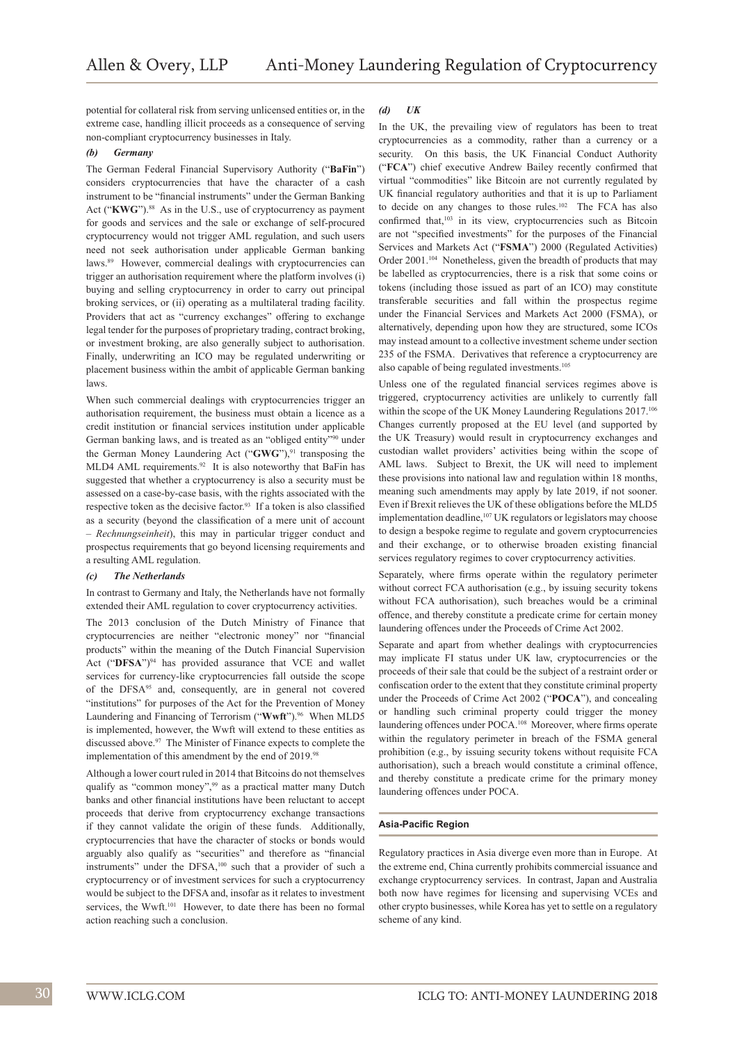potential for collateral risk from serving unlicensed entities or, in the extreme case, handling illicit proceeds as a consequence of serving non-compliant cryptocurrency businesses in Italy.

### *(b) Germany*

The German Federal Financial Supervisory Authority ("**BaFin**") considers cryptocurrencies that have the character of a cash instrument to be "financial instruments" under the German Banking Act ("**KWG**").[88] As in the U.S., use of cryptocurrency as payment for goods and services and the sale or exchange of self-procured cryptocurrency would not trigger AML regulation, and such users need not seek authorisation under applicable German banking laws.[89] However, commercial dealings with cryptocurrencies can trigger an authorisation requirement where the platform involves (i) buying and selling cryptocurrency in order to carry out principal broking services, or (ii) operating as a multilateral trading facility. Providers that act as "currency exchanges" offering to exchange legal tender for the purposes of proprietary trading, contract broking, or investment broking, are also generally subject to authorisation. Finally, underwriting an ICO may be regulated underwriting or placement business within the ambit of applicable German banking laws.

When such commercial dealings with cryptocurrencies trigger an authorisation requirement, the business must obtain a licence as a credit institution or financial services institution under applicable German banking laws, and is treated as an "obliged entity"[90] under the German Money Laundering Act ("**GWG**"),[91] transposing the MLD4 AML requirements.[92] It is also noteworthy that BaFin has suggested that whether a cryptocurrency is also a security must be assessed on a case-by-case basis, with the rights associated with the respective token as the decisive factor.[93] If a token is also classified as a security (beyond the classification of a mere unit of account – *Rechnungseinheit*), this may in particular trigger conduct and prospectus requirements that go beyond licensing requirements and a resulting AML regulation.

### *(c) The Netherlands*

In contrast to Germany and Italy, the Netherlands have not formally extended their AML regulation to cover cryptocurrency activities.

The 2013 conclusion of the Dutch Ministry of Finance that cryptocurrencies are neither "electronic money" nor "financial products" within the meaning of the Dutch Financial Supervision Act ("**DFSA**")[94] has provided assurance that VCE and wallet services for currency-like cryptocurrencies fall outside the scope of the DFSA[95] and, consequently, are in general not covered "institutions" for purposes of the Act for the Prevention of Money Laundering and Financing of Terrorism ("**Wwft**").[96] When MLD5 is implemented, however, the Wwft will extend to these entities as discussed above.[97] The Minister of Finance expects to complete the implementation of this amendment by the end of 2019.[98]

Although a lower court ruled in 2014 that Bitcoins do not themselves qualify as "common money",[99] as a practical matter many Dutch banks and other financial institutions have been reluctant to accept proceeds that derive from cryptocurrency exchange transactions if they cannot validate the origin of these funds. Additionally, cryptocurrencies that have the character of stocks or bonds would arguably also qualify as "securities" and therefore as "financial instruments" under the DFSA,[100] such that a provider of such a cryptocurrency or of investment services for such a cryptocurrency would be subject to the DFSA and, insofar as it relates to investment services, the Wwft.[101] However, to date there has been no formal action reaching such a conclusion.

### *(d) UK*

In the UK, the prevailing view of regulators has been to treat cryptocurrencies as a commodity, rather than a currency or a security. On this basis, the UK Financial Conduct Authority ("**FCA**") chief executive Andrew Bailey recently confirmed that virtual "commodities" like Bitcoin are not currently regulated by UK financial regulatory authorities and that it is up to Parliament to decide on any changes to those rules.[102] The FCA has also confirmed that,[103] in its view, cryptocurrencies such as Bitcoin are not "specified investments" for the purposes of the Financial Services and Markets Act ("**FSMA**") 2000 (Regulated Activities) Order 2001.[104] Nonetheless, given the breadth of products that may be labelled as cryptocurrencies, there is a risk that some coins or tokens (including those issued as part of an ICO) may constitute transferable securities and fall within the prospectus regime under the Financial Services and Markets Act 2000 (FSMA), or alternatively, depending upon how they are structured, some ICOs may instead amount to a collective investment scheme under section 235 of the FSMA. Derivatives that reference a cryptocurrency are also capable of being regulated investments.[105]

Unless one of the regulated financial services regimes above is triggered, cryptocurrency activities are unlikely to currently fall within the scope of the UK Money Laundering Regulations 2017.[106] Changes currently proposed at the EU level (and supported by the UK Treasury) would result in cryptocurrency exchanges and custodian wallet providers' activities being within the scope of AML laws. Subject to Brexit, the UK will need to implement these provisions into national law and regulation within 18 months, meaning such amendments may apply by late 2019, if not sooner. Even if Brexit relieves the UK of these obligations before the MLD5 implementation deadline,[107] UK regulators or legislators may choose to design a bespoke regime to regulate and govern cryptocurrencies and their exchange, or to otherwise broaden existing financial services regulatory regimes to cover cryptocurrency activities.

Separately, where firms operate within the regulatory perimeter without correct FCA authorisation (e.g., by issuing security tokens without FCA authorisation), such breaches would be a criminal offence, and thereby constitute a predicate crime for certain money laundering offences under the Proceeds of Crime Act 2002.

Separate and apart from whether dealings with cryptocurrencies may implicate FI status under UK law, cryptocurrencies or the proceeds of their sale that could be the subject of a restraint order or confiscation order to the extent that they constitute criminal property under the Proceeds of Crime Act 2002 ("**POCA**"), and concealing or handling such criminal property could trigger the money laundering offences under POCA.[108] Moreover, where firms operate within the regulatory perimeter in breach of the FSMA general prohibition (e.g., by issuing security tokens without requisite FCA authorisation), such a breach would constitute a criminal offence, and thereby constitute a predicate crime for the primary money laundering offences under POCA.

## Asia-Pacific Region

Regulatory practices in Asia diverge even more than in Europe. At the extreme end, China currently prohibits commercial issuance and exchange cryptocurrency services. In contrast, Japan and Australia both now have regimes for licensing and supervising VCEs and other crypto businesses, while Korea has yet to settle on a regulatory scheme of any kind.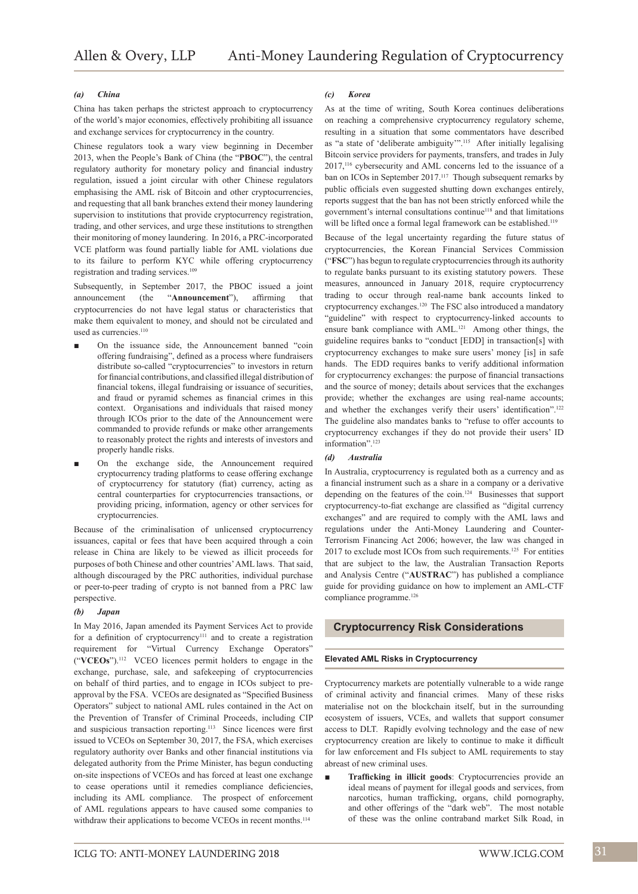### (a) China

China has taken perhaps the strictest approach to cryptocurrency of the world's major economies, effectively prohibiting all issuance and exchange services for cryptocurrency in the country.

Chinese regulators took a wary view beginning in December 2013, when the People's Bank of China (the "**PBOC**"), the central regulatory authority for monetary policy and financial industry regulation, issued a joint circular with other Chinese regulators emphasising the AML risk of Bitcoin and other cryptocurrencies, and requesting that all bank branches extend their money laundering supervision to institutions that provide cryptocurrency registration, trading, and other services, and urge these institutions to strengthen their monitoring of money laundering. In 2016, a PRC-incorporated VCE platform was found partially liable for AML violations due to its failure to perform KYC while offering cryptocurrency registration and trading services.[109]

Subsequently, in September 2017, the PBOC issued a joint announcement (the "**Announcement**"), affirming that cryptocurrencies do not have legal status or characteristics that make them equivalent to money, and should not be circulated and used as currencies.[110]

- On the issuance side, the Announcement banned "coin offering fundraising", defined as a process where fundraisers distribute so-called "cryptocurrencies" to investors in return for financial contributions, and classified illegal distribution of financial tokens, illegal fundraising or issuance of securities, and fraud or pyramid schemes as financial crimes in this context. Organisations and individuals that raised money through ICOs prior to the date of the Announcement were commanded to provide refunds or make other arrangements to reasonably protect the rights and interests of investors and properly handle risks.
- On the exchange side, the Announcement required cryptocurrency trading platforms to cease offering exchange of cryptocurrency for statutory (fiat) currency, acting as central counterparties for cryptocurrencies transactions, or providing pricing, information, agency or other services for cryptocurrencies.

Because of the criminalisation of unlicensed cryptocurrency issuances, capital or fees that have been acquired through a coin release in China are likely to be viewed as illicit proceeds for purposes of both Chinese and other countries' AML laws. That said, although discouraged by the PRC authorities, individual purchase or peer-to-peer trading of crypto is not banned from a PRC law perspective.

### (b) Japan

In May 2016, Japan amended its Payment Services Act to provide for a definition of cryptocurrency[111] and to create a registration requirement for "Virtual Currency Exchange Operators" ("**VCEOs**").[112] VCEO licences permit holders to engage in the exchange, purchase, sale, and safekeeping of cryptocurrencies on behalf of third parties, and to engage in ICOs subject to pre-approval by the FSA. VCEOs are designated as "Specified Business Operators" subject to national AML rules contained in the Act on the Prevention of Transfer of Criminal Proceeds, including CIP and suspicious transaction reporting.[113] Since licences were first issued to VCEOs on September 30, 2017, the FSA, which exercises regulatory authority over Banks and other financial institutions via delegated authority from the Prime Minister, has begun conducting on-site inspections of VCEOs and has forced at least one exchange to cease operations until it remedies compliance deficiencies, including its AML compliance. The prospect of enforcement of AML regulations appears to have caused some companies to withdraw their applications to become VCEOs in recent months.[114]

### (c) Korea

As at the time of writing, South Korea continues deliberations on reaching a comprehensive cryptocurrency regulatory scheme, resulting in a situation that some commentators have described as "a state of 'deliberate ambiguity'".[115] After initially legalising Bitcoin service providers for payments, transfers, and trades in July 2017,[116] cybersecurity and AML concerns led to the issuance of a ban on ICOs in September 2017.[117] Though subsequent remarks by public officials even suggested shutting down exchanges entirely, reports suggest that the ban has not been strictly enforced while the government's internal consultations continue[118] and that limitations will be lifted once a formal legal framework can be established.[119]

Because of the legal uncertainty regarding the future status of cryptocurrencies, the Korean Financial Services Commission ("**FSC**") has begun to regulate cryptocurrencies through its authority to regulate banks pursuant to its existing statutory powers. These measures, announced in January 2018, require cryptocurrency trading to occur through real-name bank accounts linked to cryptocurrency exchanges.[120] The FSC also introduced a mandatory "guideline" with respect to cryptocurrency-linked accounts to ensure bank compliance with AML.[121] Among other things, the guideline requires banks to "conduct [EDD] in transaction[s] with cryptocurrency exchanges to make sure users' money [is] in safe hands. The EDD requires banks to verify additional information for cryptocurrency exchanges: the purpose of financial transactions and the source of money; details about services that the exchanges provide; whether the exchanges are using real-name accounts; and whether the exchanges verify their users' identification".[122] The guideline also mandates banks to "refuse to offer accounts to cryptocurrency exchanges if they do not provide their users' ID information".[123]

### (d) Australia

In Australia, cryptocurrency is regulated both as a currency and as a financial instrument such as a share in a company or a derivative depending on the features of the coin.[124] Businesses that support cryptocurrency-to-fiat exchange are classified as "digital currency exchanges" and are required to comply with the AML laws and regulations under the Anti-Money Laundering and Counter-Terrorism Financing Act 2006; however, the law was changed in 2017 to exclude most ICOs from such requirements.[125] For entities that are subject to the law, the Australian Transaction Reports and Analysis Centre ("**AUSTRAC**") has published a compliance guide for providing guidance on how to implement an AML-CTF compliance programme.[126]

## Cryptocurrency Risk Considerations

### Elevated AML Risks in Cryptocurrency

Cryptocurrency markets are potentially vulnerable to a wide range of criminal activity and financial crimes. Many of these risks materialise not on the blockchain itself, but in the surrounding ecosystem of issuers, VCEs, and wallets that support consumer access to DLT. Rapidly evolving technology and the ease of new cryptocurrency creation are likely to continue to make it difficult for law enforcement and FIs subject to AML requirements to stay abreast of new criminal uses.

- **Trafficking in illicit goods**: Cryptocurrencies provide an ideal means of payment for illegal goods and services, from narcotics, human trafficking, organs, child pornography, and other offerings of the "dark web". The most notable of these was the online contraband market Silk Road, in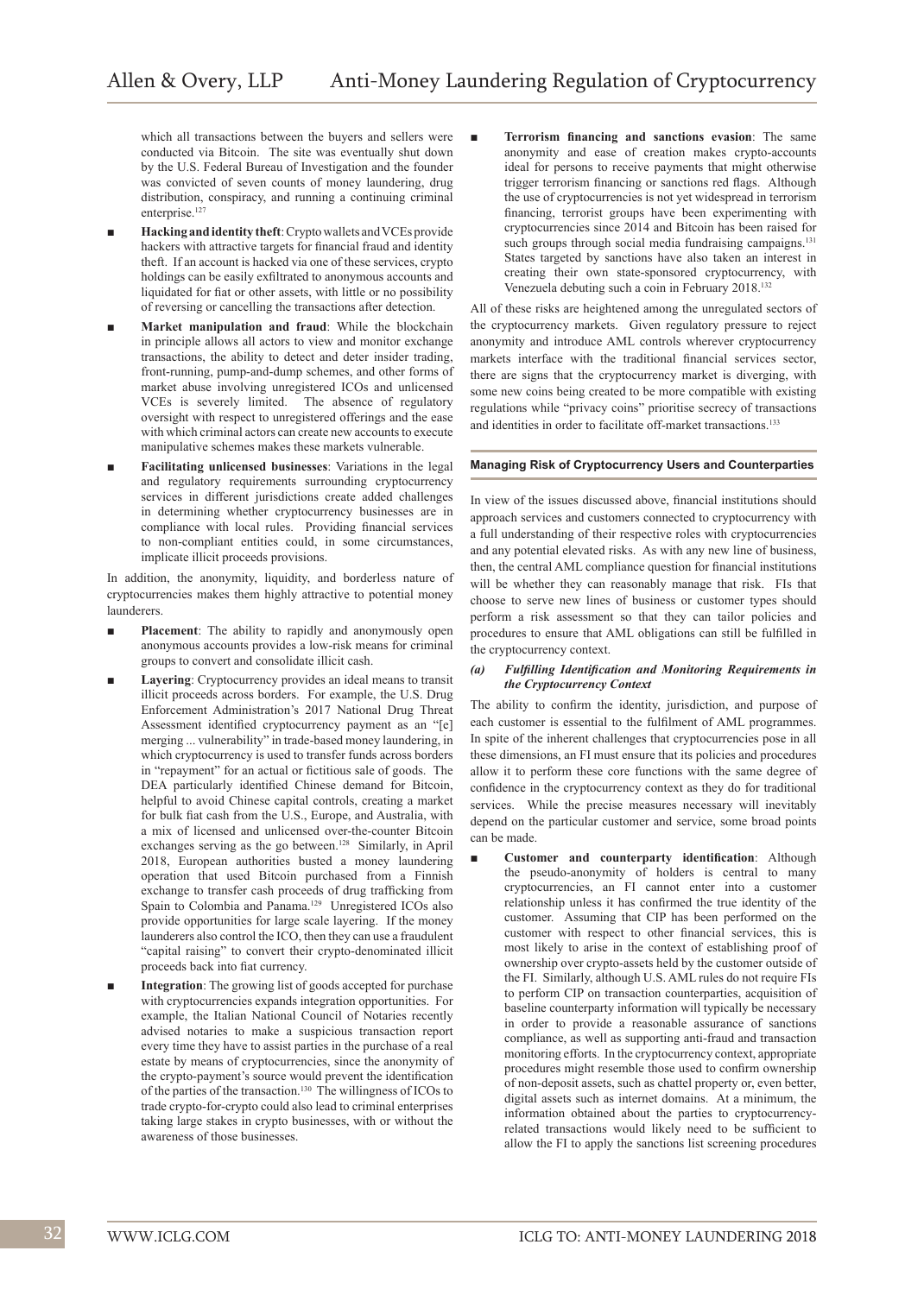which all transactions between the buyers and sellers were conducted via Bitcoin. The site was eventually shut down by the U.S. Federal Bureau of Investigation and the founder was convicted of seven counts of money laundering, drug distribution, conspiracy, and running a continuing criminal enterprise.[127]

- **Hacking and identity theft**: Crypto wallets and VCEs provide hackers with attractive targets for financial fraud and identity theft. If an account is hacked via one of these services, crypto holdings can be easily exfiltrated to anonymous accounts and liquidated for fiat or other assets, with little or no possibility of reversing or cancelling the transactions after detection.
- **Market manipulation and fraud**: While the blockchain in principle allows all actors to view and monitor exchange transactions, the ability to detect and deter insider trading, front-running, pump-and-dump schemes, and other forms of market abuse involving unregistered ICOs and unlicensed VCEs is severely limited. The absence of regulatory oversight with respect to unregistered offerings and the ease with which criminal actors can create new accounts to execute manipulative schemes makes these markets vulnerable.
- **Facilitating unlicensed businesses**: Variations in the legal and regulatory requirements surrounding cryptocurrency services in different jurisdictions create added challenges in determining whether cryptocurrency businesses are in compliance with local rules. Providing financial services to non-compliant entities could, in some circumstances, implicate illicit proceeds provisions.

In addition, the anonymity, liquidity, and borderless nature of cryptocurrencies makes them highly attractive to potential money launderers.

- **Placement**: The ability to rapidly and anonymously open anonymous accounts provides a low-risk means for criminal groups to convert and consolidate illicit cash.
- **Layering**: Cryptocurrency provides an ideal means to transit illicit proceeds across borders. For example, the U.S. Drug Enforcement Administration's 2017 National Drug Threat Assessment identified cryptocurrency payment as an "[e]merging ... vulnerability" in trade-based money laundering, in which cryptocurrency is used to transfer funds across borders in "repayment" for an actual or fictitious sale of goods. The DEA particularly identified Chinese demand for Bitcoin, helpful to avoid Chinese capital controls, creating a market for bulk fiat cash from the U.S., Europe, and Australia, with a mix of licensed and unlicensed over-the-counter Bitcoin exchanges serving as the go between.[128] Similarly, in April 2018, European authorities busted a money laundering operation that used Bitcoin purchased from a Finnish exchange to transfer cash proceeds of drug trafficking from Spain to Colombia and Panama.[129] Unregistered ICOs also provide opportunities for large scale layering. If the money launderers also control the ICO, then they can use a fraudulent "capital raising" to convert their crypto-denominated illicit proceeds back into fiat currency.
- **Integration**: The growing list of goods accepted for purchase with cryptocurrencies expands integration opportunities. For example, the Italian National Council of Notaries recently advised notaries to make a suspicious transaction report every time they have to assist parties in the purchase of a real estate by means of cryptocurrencies, since the anonymity of the crypto-payment's source would prevent the identification of the parties of the transaction.[130] The willingness of ICOs to trade crypto-for-crypto could also lead to criminal enterprises taking large stakes in crypto businesses, with or without the awareness of those businesses.
- **Terrorism financing and sanctions evasion**: The same anonymity and ease of creation makes crypto-accounts ideal for persons to receive payments that might otherwise trigger terrorism financing or sanctions red flags. Although the use of cryptocurrencies is not yet widespread in terrorism financing, terrorist groups have been experimenting with cryptocurrencies since 2014 and Bitcoin has been raised for such groups through social media fundraising campaigns.[131] States targeted by sanctions have also taken an interest in creating their own state-sponsored cryptocurrency, with Venezuela debuting such a coin in February 2018.[132]

All of these risks are heightened among the unregulated sectors of the cryptocurrency markets. Given regulatory pressure to reject anonymity and introduce AML controls wherever cryptocurrency markets interface with the traditional financial services sector, there are signs that the cryptocurrency market is diverging, with some new coins being created to be more compatible with existing regulations while "privacy coins" prioritise secrecy of transactions and identities in order to facilitate off-market transactions.[133]

## Managing Risk of Cryptocurrency Users and Counterparties

In view of the issues discussed above, financial institutions should approach services and customers connected to cryptocurrency with a full understanding of their respective roles with cryptocurrencies and any potential elevated risks. As with any new line of business, then, the central AML compliance question for financial institutions will be whether they can reasonably manage that risk. FIs that choose to serve new lines of business or customer types should perform a risk assessment so that they can tailor policies and procedures to ensure that AML obligations can still be fulfilled in the cryptocurrency context.

### *(a) Fulfilling Identification and Monitoring Requirements in the Cryptocurrency Context*

The ability to confirm the identity, jurisdiction, and purpose of each customer is essential to the fulfilment of AML programmes. In spite of the inherent challenges that cryptocurrencies pose in all these dimensions, an FI must ensure that its policies and procedures allow it to perform these core functions with the same degree of confidence in the cryptocurrency context as they do for traditional services. While the precise measures necessary will inevitably depend on the particular customer and service, some broad points can be made.

- **Customer and counterparty identification**: Although the pseudo-anonymity of holders is central to many cryptocurrencies, an FI cannot enter into a customer relationship unless it has confirmed the true identity of the customer. Assuming that CIP has been performed on the customer with respect to other financial services, this is most likely to arise in the context of establishing proof of ownership over crypto-assets held by the customer outside of the FI. Similarly, although U.S. AML rules do not require FIs to perform CIP on transaction counterparties, acquisition of baseline counterparty information will typically be necessary in order to provide a reasonable assurance of sanctions compliance, as well as supporting anti-fraud and transaction monitoring efforts. In the cryptocurrency context, appropriate procedures might resemble those used to confirm ownership of non-deposit assets, such as chattel property or, even better, digital assets such as internet domains. At a minimum, the information obtained about the parties to cryptocurrency-related transactions would likely need to be sufficient to allow the FI to apply the sanctions list screening procedures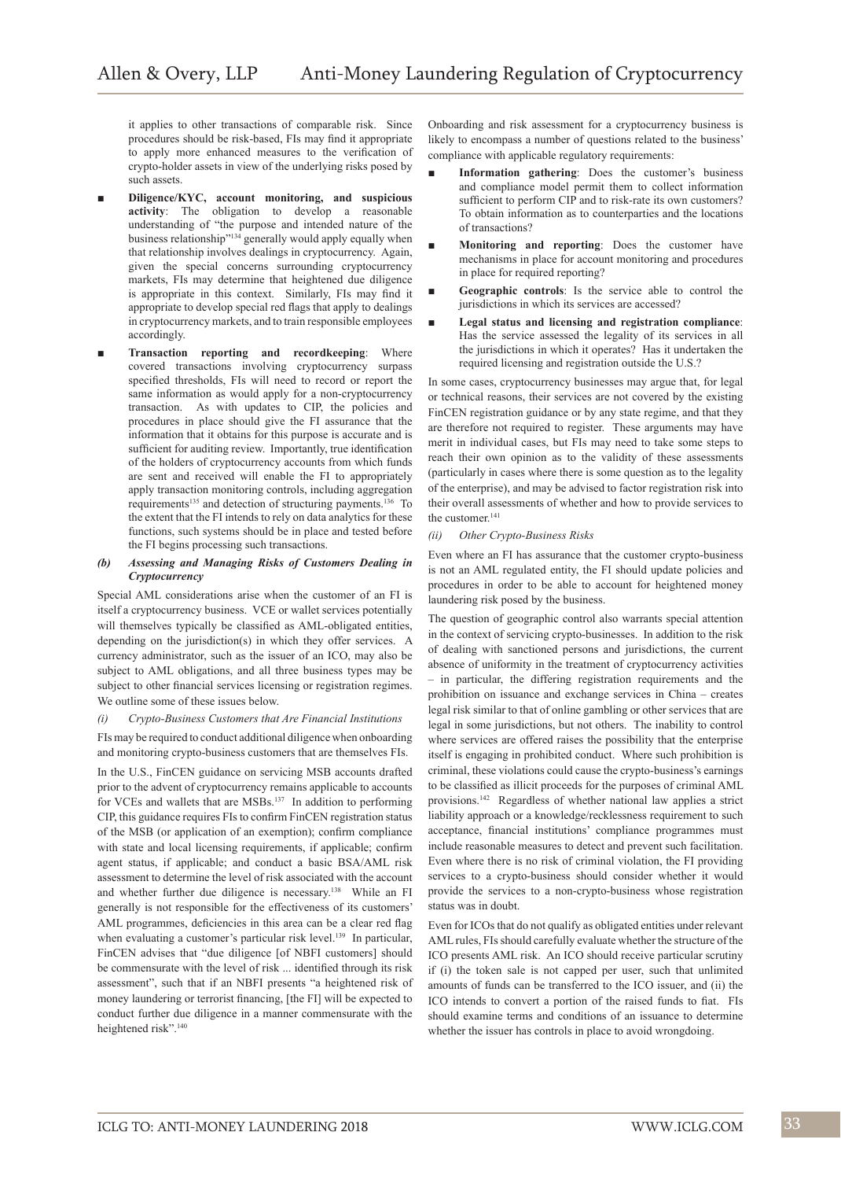it applies to other transactions of comparable risk. Since procedures should be risk-based, FIs may find it appropriate to apply more enhanced measures to the verification of crypto-holder assets in view of the underlying risks posed by such assets.

- **Diligence/KYC, account monitoring, and suspicious activity**: The obligation to develop a reasonable understanding of "the purpose and intended nature of the business relationship"[134] generally would apply equally when that relationship involves dealings in cryptocurrency. Again, given the special concerns surrounding cryptocurrency markets, FIs may determine that heightened due diligence is appropriate in this context. Similarly, FIs may find it appropriate to develop special red flags that apply to dealings in cryptocurrency markets, and to train responsible employees accordingly.
- **Transaction reporting and recordkeeping**: Where covered transactions involving cryptocurrency surpass specified thresholds, FIs will need to record or report the same information as would apply for a non-cryptocurrency transaction. As with updates to CIP, the policies and procedures in place should give the FI assurance that the information that it obtains for this purpose is accurate and is sufficient for auditing review. Importantly, true identification of the holders of cryptocurrency accounts from which funds are sent and received will enable the FI to appropriately apply transaction monitoring controls, including aggregation requirements[135] and detection of structuring payments.[136] To the extent that the FI intends to rely on data analytics for these functions, such systems should be in place and tested before the FI begins processing such transactions.

***(b) Assessing and Managing Risks of Customers Dealing in Cryptocurrency***

Special AML considerations arise when the customer of an FI is itself a cryptocurrency business. VCE or wallet services potentially will themselves typically be classified as AML-obligated entities, depending on the jurisdiction(s) in which they offer services. A currency administrator, such as the issuer of an ICO, may also be subject to AML obligations, and all three business types may be subject to other financial services licensing or registration regimes. We outline some of these issues below.

*(i) Crypto-Business Customers that Are Financial Institutions*

FIs may be required to conduct additional diligence when onboarding and monitoring crypto-business customers that are themselves FIs.

In the U.S., FinCEN guidance on servicing MSB accounts drafted prior to the advent of cryptocurrency remains applicable to accounts for VCEs and wallets that are MSBs.[137] In addition to performing CIP, this guidance requires FIs to confirm FinCEN registration status of the MSB (or application of an exemption); confirm compliance with state and local licensing requirements, if applicable; confirm agent status, if applicable; and conduct a basic BSA/AML risk assessment to determine the level of risk associated with the account and whether further due diligence is necessary.[138] While an FI generally is not responsible for the effectiveness of its customers' AML programmes, deficiencies in this area can be a clear red flag when evaluating a customer's particular risk level.[139] In particular, FinCEN advises that "due diligence [of NBFI customers] should be commensurate with the level of risk ... identified through its risk assessment", such that if an NBFI presents "a heightened risk of money laundering or terrorist financing, [the FI] will be expected to conduct further due diligence in a manner commensurate with the heightened risk".[140]

Onboarding and risk assessment for a cryptocurrency business is likely to encompass a number of questions related to the business' compliance with applicable regulatory requirements:

- **Information gathering**: Does the customer's business and compliance model permit them to collect information sufficient to perform CIP and to risk-rate its own customers? To obtain information as to counterparties and the locations of transactions?
- **Monitoring and reporting**: Does the customer have mechanisms in place for account monitoring and procedures in place for required reporting?
- **Geographic controls**: Is the service able to control the jurisdictions in which its services are accessed?
- **Legal status and licensing and registration compliance**: Has the service assessed the legality of its services in all the jurisdictions in which it operates? Has it undertaken the required licensing and registration outside the U.S.?

In some cases, cryptocurrency businesses may argue that, for legal or technical reasons, their services are not covered by the existing FinCEN registration guidance or by any state regime, and that they are therefore not required to register. These arguments may have merit in individual cases, but FIs may need to take some steps to reach their own opinion as to the validity of these assessments (particularly in cases where there is some question as to the legality of the enterprise), and may be advised to factor registration risk into their overall assessments of whether and how to provide services to the customer.[141]

*(ii) Other Crypto-Business Risks*

Even where an FI has assurance that the customer crypto-business is not an AML regulated entity, the FI should update policies and procedures in order to be able to account for heightened money laundering risk posed by the business.

The question of geographic control also warrants special attention in the context of servicing crypto-businesses. In addition to the risk of dealing with sanctioned persons and jurisdictions, the current absence of uniformity in the treatment of cryptocurrency activities – in particular, the differing registration requirements and the prohibition on issuance and exchange services in China – creates legal risk similar to that of online gambling or other services that are legal in some jurisdictions, but not others. The inability to control where services are offered raises the possibility that the enterprise itself is engaging in prohibited conduct. Where such prohibition is criminal, these violations could cause the crypto-business's earnings to be classified as illicit proceeds for the purposes of criminal AML provisions.[142] Regardless of whether national law applies a strict liability approach or a knowledge/recklessness requirement to such acceptance, financial institutions' compliance programmes must include reasonable measures to detect and prevent such facilitation. Even where there is no risk of criminal violation, the FI providing services to a crypto-business should consider whether it would provide the services to a non-crypto-business whose registration status was in doubt.

Even for ICOs that do not qualify as obligated entities under relevant AML rules, FIs should carefully evaluate whether the structure of the ICO presents AML risk. An ICO should receive particular scrutiny if (i) the token sale is not capped per user, such that unlimited amounts of funds can be transferred to the ICO issuer, and (ii) the ICO intends to convert a portion of the raised funds to fiat. FIs should examine terms and conditions of an issuance to determine whether the issuer has controls in place to avoid wrongdoing.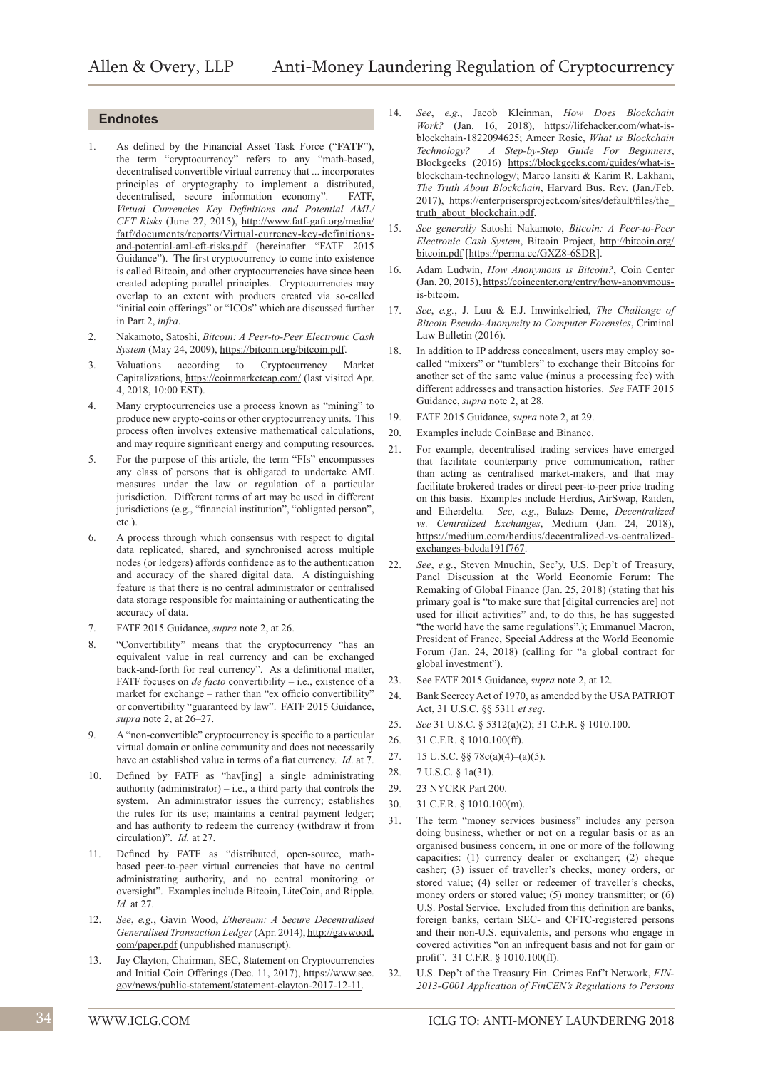## Endnotes

1. As defined by the Financial Asset Task Force ("**FATF**"), the term "cryptocurrency" refers to any "math-based, decentralised convertible virtual currency that ... incorporates principles of cryptography to implement a distributed, decentralised, secure information economy". FATF, *Virtual Currencies Key Definitions and Potential AML/CFT Risks* (June 27, 2015), http://www.fatf-gafi.org/media/fatf/documents/reports/Virtual-currency-key-definitions-and-potential-aml-cft-risks.pdf (hereinafter "FATF 2015 Guidance"). The first cryptocurrency to come into existence is called Bitcoin, and other cryptocurrencies have since been created adopting parallel principles. Cryptocurrencies may overlap to an extent with products created via so-called "initial coin offerings" or "ICOs" which are discussed further in Part 2, *infra*.
2. Nakamoto, Satoshi, *Bitcoin: A Peer-to-Peer Electronic Cash System* (May 24, 2009), https://bitcoin.org/bitcoin.pdf.
3. Valuations according to Cryptocurrency Market Capitalizations, https://coinmarketcap.com/ (last visited Apr. 4, 2018, 10:00 EST).
4. Many cryptocurrencies use a process known as "mining" to produce new crypto-coins or other cryptocurrency units. This process often involves extensive mathematical calculations, and may require significant energy and computing resources.
5. For the purpose of this article, the term "FIs" encompasses any class of persons that is obligated to undertake AML measures under the law or regulation of a particular jurisdiction. Different terms of art may be used in different jurisdictions (e.g., "financial institution", "obligated person", etc.).
6. A process through which consensus with respect to digital data replicated, shared, and synchronised across multiple nodes (or ledgers) affords confidence as to the authentication and accuracy of the shared digital data. A distinguishing feature is that there is no central administrator or centralised data storage responsible for maintaining or authenticating the accuracy of data.
7. FATF 2015 Guidance, *supra* note 2, at 26.
8. "Convertibility" means that the cryptocurrency "has an equivalent value in real currency and can be exchanged back-and-forth for real currency". As a definitional matter, FATF focuses on *de facto* convertibility – i.e., existence of a market for exchange – rather than "ex officio convertibility" or convertibility "guaranteed by law". FATF 2015 Guidance, *supra* note 2, at 26–27.
9. A "non-convertible" cryptocurrency is specific to a particular virtual domain or online community and does not necessarily have an established value in terms of a fiat currency. *Id*. at 7.
10. Defined by FATF as "hav[ing] a single administrating authority (administrator) – i.e., a third party that controls the system. An administrator issues the currency; establishes the rules for its use; maintains a central payment ledger; and has authority to redeem the currency (withdraw it from circulation)". *Id.* at 27.
11. Defined by FATF as "distributed, open-source, math-based peer-to-peer virtual currencies that have no central administrating authority, and no central monitoring or oversight". Examples include Bitcoin, LiteCoin, and Ripple. *Id.* at 27.
12. *See*, *e.g.*, Gavin Wood, *Ethereum: A Secure Decentralised Generalised Transaction Ledger* (Apr. 2014), http://gavwood.com/paper.pdf (unpublished manuscript).
13. Jay Clayton, Chairman, SEC, Statement on Cryptocurrencies and Initial Coin Offerings (Dec. 11, 2017), https://www.sec.gov/news/public-statement/statement-clayton-2017-12-11.
14. *See*, *e.g.*, Jacob Kleinman, *How Does Blockchain Work?* (Jan. 16, 2018), https://lifehacker.com/what-is-blockchain-1822094625; Ameer Rosic, *What is Blockchain Technology? A Step-by-Step Guide For Beginners*, Blockgeeks (2016) https://blockgeeks.com/guides/what-is-blockchain-technology/; Marco Iansiti & Karim R. Lakhani, *The Truth About Blockchain*, Harvard Bus. Rev. (Jan./Feb. 2017), https://enterprisersproject.com/sites/default/files/the_truth_about_blockchain.pdf.
15. *See generally* Satoshi Nakamoto, *Bitcoin: A Peer-to-Peer Electronic Cash System*, Bitcoin Project, http://bitcoin.org/bitcoin.pdf [https://perma.cc/GXZ8-6SDR].
16. Adam Ludwin, *How Anonymous is Bitcoin?*, Coin Center (Jan. 20, 2015), https://coincenter.org/entry/how-anonymous-is-bitcoin.
17. *See*, *e.g.*, J. Luu & E.J. Imwinkelried, *The Challenge of Bitcoin Pseudo-Anonymity to Computer Forensics*, Criminal Law Bulletin (2016).
18. In addition to IP address concealment, users may employ so-called "mixers" or "tumblers" to exchange their Bitcoins for another set of the same value (minus a processing fee) with different addresses and transaction histories. *See* FATF 2015 Guidance, *supra* note 2, at 28.
19. FATF 2015 Guidance, *supra* note 2, at 29.
20. Examples include CoinBase and Binance.
21. For example, decentralised trading services have emerged that facilitate counterparty price communication, rather than acting as centralised market-makers, and that may facilitate brokered trades or direct peer-to-peer price trading on this basis. Examples include Herdius, AirSwap, Raiden, and Etherdelta. *See*, *e.g.*, Balazs Deme, *Decentralized vs. Centralized Exchanges*, Medium (Jan. 24, 2018), https://medium.com/herdius/decentralized-vs-centralized-exchanges-bdcda191f767.
22. *See*, *e.g.*, Steven Mnuchin, Sec'y, U.S. Dep't of Treasury, Panel Discussion at the World Economic Forum: The Remaking of Global Finance (Jan. 25, 2018) (stating that his primary goal is "to make sure that [digital currencies are] not used for illicit activities" and, to do this, he has suggested "the world have the same regulations".); Emmanuel Macron, President of France, Special Address at the World Economic Forum (Jan. 24, 2018) (calling for "a global contract for global investment").
23. See FATF 2015 Guidance, *supra* note 2, at 12.
24. Bank Secrecy Act of 1970, as amended by the USA PATRIOT Act, 31 U.S.C. §§ 5311 *et seq*.
25. *See* 31 U.S.C. § 5312(a)(2); 31 C.F.R. § 1010.100.
26. 31 C.F.R. § 1010.100(ff).
27. 15 U.S.C. §§ 78c(a)(4)–(a)(5).
28. 7 U.S.C. § 1a(31).
29. 23 NYCRR Part 200.
30. 31 C.F.R. § 1010.100(m).
31. The term "money services business" includes any person doing business, whether or not on a regular basis or as an organised business concern, in one or more of the following capacities: (1) currency dealer or exchanger; (2) cheque casher; (3) issuer of traveller's checks, money orders, or stored value; (4) seller or redeemer of traveller's checks, money orders or stored value; (5) money transmitter; or (6) U.S. Postal Service. Excluded from this definition are banks, foreign banks, certain SEC- and CFTC-registered persons and their non-U.S. equivalents, and persons who engage in covered activities "on an infrequent basis and not for gain or profit". 31 C.F.R. § 1010.100(ff).
32. U.S. Dep't of the Treasury Fin. Crimes Enf't Network, *FIN-2013-G001 Application of FinCEN's Regulations to Persons*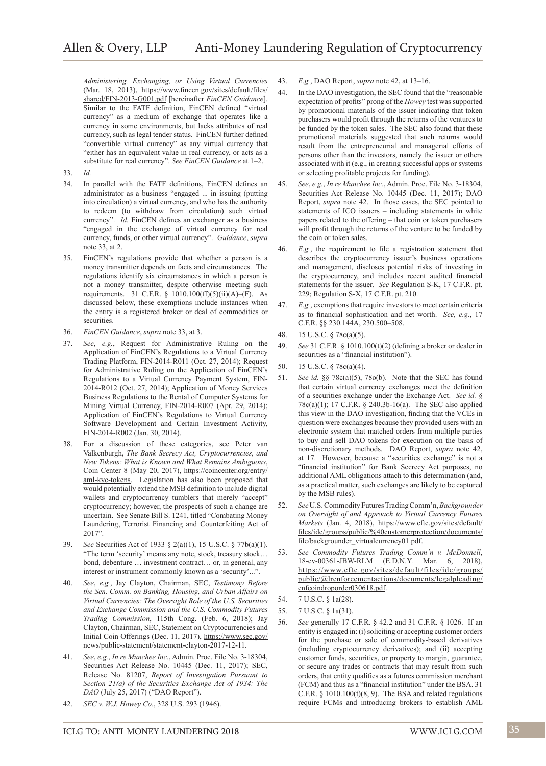*Administering, Exchanging, or Using Virtual Currencies* (Mar. 18, 2013), https://www.fincen.gov/sites/default/files/shared/FIN-2013-G001.pdf [hereinafter *FinCEN Guidance*]. Similar to the FATF definition, FinCEN defined "virtual currency" as a medium of exchange that operates like a currency in some environments, but lacks attributes of real currency, such as legal tender status. FinCEN further defined "convertible virtual currency" as any virtual currency that "either has an equivalent value in real currency, or acts as a substitute for real currency". *See FinCEN Guidance* at 1–2.

33. *Id.*
34. In parallel with the FATF definitions, FinCEN defines an administrator as a business "engaged ... in issuing (putting into circulation) a virtual currency, and who has the authority to redeem (to withdraw from circulation) such virtual currency". *Id.* FinCEN defines an exchanger as a business "engaged in the exchange of virtual currency for real currency, funds, or other virtual currency". *Guidance*, *supra* note 33, at 2.
35. FinCEN's regulations provide that whether a person is a money transmitter depends on facts and circumstances. The regulations identify six circumstances in which a person is not a money transmitter, despite otherwise meeting such requirements. 31 C.F.R. § 1010.100(ff)(5)(ii)(A)–(F). As discussed below, these exemptions include instances when the entity is a registered broker or deal of commodities or securities.
36. *FinCEN Guidance*, *supra* note 33, at 3.
37. *See*, *e.g.*, Request for Administrative Ruling on the Application of FinCEN's Regulations to a Virtual Currency Trading Platform, FIN-2014-R011 (Oct. 27, 2014); Request for Administrative Ruling on the Application of FinCEN's Regulations to a Virtual Currency Payment System, FIN-2014-R012 (Oct. 27, 2014); Application of Money Services Business Regulations to the Rental of Computer Systems for Mining Virtual Currency, FIN-2014-R007 (Apr. 29, 2014); Application of FinCEN's Regulations to Virtual Currency Software Development and Certain Investment Activity, FIN-2014-R002 (Jan. 30, 2014).
38. For a discussion of these categories, see Peter van Valkenburgh, *The Bank Secrecy Act, Cryptocurrencies, and New Tokens: What is Known and What Remains Ambiguous*, Coin Center 8 (May 20, 2017), https://coincenter.org/entry/aml-kyc-tokens. Legislation has also been proposed that would potentially extend the MSB definition to include digital wallets and cryptocurrency tumblers that merely "accept" cryptocurrency; however, the prospects of such a change are uncertain. See Senate Bill S. 1241, titled "Combating Money Laundering, Terrorist Financing and Counterfeiting Act of 2017".
39. *See* Securities Act of 1933 § 2(a)(1), 15 U.S.C. § 77b(a)(1). "The term 'security' means any note, stock, treasury stock… bond, debenture … investment contract… or, in general, any interest or instrument commonly known as a 'security'...".
40. *See*, *e.g.*, Jay Clayton, Chairman, SEC, *Testimony Before the Sen. Comm. on Banking, Housing, and Urban Affairs on Virtual Currencies: The Oversight Role of the U.S. Securities and Exchange Commission and the U.S. Commodity Futures Trading Commission*, 115th Cong. (Feb. 6, 2018); Jay Clayton, Chairman, SEC, Statement on Cryptocurrencies and Initial Coin Offerings (Dec. 11, 2017), https://www.sec.gov/news/public-statement/statement-clayton-2017-12-11.
41. *See*, *e.g.*, *In re Munchee Inc.*, Admin. Proc. File No. 3-18304, Securities Act Release No. 10445 (Dec. 11, 2017); SEC, Release No. 81207, *Report of Investigation Pursuant to Section 21(a) of the Securities Exchange Act of 1934: The DAO* (July 25, 2017) ("DAO Report").
42. *SEC v. W.J. Howey Co.*, 328 U.S. 293 (1946).
43. *E.g.*, DAO Report, *supra* note 42, at 13–16.
44. In the DAO investigation, the SEC found that the "reasonable expectation of profits" prong of the *Howey* test was supported by promotional materials of the issuer indicating that token purchasers would profit through the returns of the ventures to be funded by the token sales. The SEC also found that these promotional materials suggested that such returns would result from the entrepreneurial and managerial efforts of persons other than the investors, namely the issuer or others associated with it (e.g., in creating successful apps or systems or selecting profitable projects for funding).
45. *See*, *e.g.*, *In re Munchee Inc.*, Admin. Proc. File No. 3-18304, Securities Act Release No. 10445 (Dec. 11, 2017); DAO Report, *supra* note 42. In those cases, the SEC pointed to statements of ICO issuers – including statements in white papers related to the offering – that coin or token purchasers will profit through the returns of the venture to be funded by the coin or token sales.
46. *E.g.*, the requirement to file a registration statement that describes the cryptocurrency issuer's business operations and management, discloses potential risks of investing in the cryptocurrency, and includes recent audited financial statements for the issuer. *See* Regulation S-K, 17 C.F.R. pt. 229; Regulation S-X, 17 C.F.R. pt. 210.
47. *E.g.*, exemptions that require investors to meet certain criteria as to financial sophistication and net worth. *See, e.g.*, 17 C.F.R. §§ 230.144A, 230.500–508.
48. 15 U.S.C. § 78c(a)(5).
49. *See* 31 C.F.R. § 1010.100(t)(2) (defining a broker or dealer in securities as a "financial institution").
50. 15 U.S.C. § 78c(a)(4).
51. *See id.* §§ 78c(a)(5), 78o(b). Note that the SEC has found that certain virtual currency exchanges meet the definition of a securities exchange under the Exchange Act. *See id.* § 78c(a)(1); 17 C.F.R. § 240.3b-16(a). The SEC also applied this view in the DAO investigation, finding that the VCEs in question were exchanges because they provided users with an electronic system that matched orders from multiple parties to buy and sell DAO tokens for execution on the basis of non-discretionary methods. DAO Report, *supra* note 42, at 17. However, because a "securities exchange" is not a "financial institution" for Bank Secrecy Act purposes, no additional AML obligations attach to this determination (and, as a practical matter, such exchanges are likely to be captured by the MSB rules).
52. *See* U.S. Commodity Futures Trading Comm'n, *Backgrounder on Oversight of and Approach to Virtual Currency Futures Markets* (Jan. 4, 2018), https://www.cftc.gov/sites/default/files/idc/groups/public/%40customerprotection/documents/file/backgrounder_virtualcurrency01.pdf.
53. *See Commodity Futures Trading Comm'n v. McDonnell*, 18-cv-00361-JBW-RLM (E.D.N.Y. Mar. 6, 2018), https://www.cftc.gov/sites/default/files/idc/groups/public/@lrenforcementactions/documents/legalpleading/enfcoindroporder030618.pdf.
54. 7 U.S.C. § 1a(28).
55. 7 U.S.C. § 1a(31).
56. *See* generally 17 C.F.R. § 42.2 and 31 C.F.R. § 1026. If an entity is engaged in: (i) soliciting or accepting customer orders for the purchase or sale of commodity-based derivatives (including cryptocurrency derivatives); and (ii) accepting customer funds, securities, or property to margin, guarantee, or secure any trades or contracts that may result from such orders, that entity qualifies as a futures commission merchant (FCM) and thus as a "financial institution" under the BSA. 31 C.F.R. § 1010.100(t)(8, 9). The BSA and related regulations require FCMs and introducing brokers to establish AML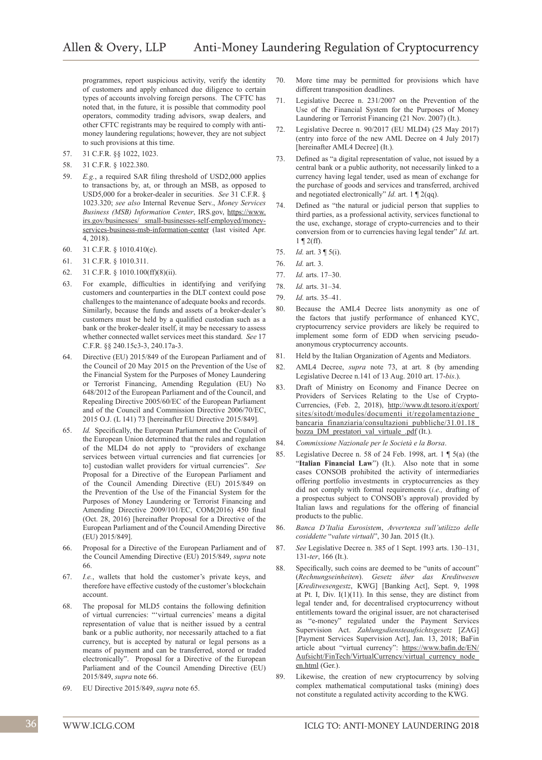programmes, report suspicious activity, verify the identity of customers and apply enhanced due diligence to certain types of accounts involving foreign persons. The CFTC has noted that, in the future, it is possible that commodity pool operators, commodity trading advisors, swap dealers, and other CFTC registrants may be required to comply with anti-money laundering regulations; however, they are not subject to such provisions at this time.

57. 31 C.F.R. §§ 1022, 1023.

58. 31 C.F.R. § 1022.380.

59. *E.g.*, a required SAR filing threshold of USD2,000 applies to transactions by, at, or through an MSB, as opposed to USD5,000 for a broker-dealer in securities. *See* 31 C.F.R. § 1023.320; *see also* Internal Revenue Serv., *Money Services Business (MSB) Information Center*, IRS.gov, https://www.irs.gov/businesses/ small-businesses-self-employed/money-services-business-msb-information-center (last visited Apr. 4, 2018).

60. 31 C.F.R. § 1010.410(e).

61. 31 C.F.R. § 1010.311.

62. 31 C.F.R. § 1010.100(ff)(8)(ii).

63. For example, difficulties in identifying and verifying customers and counterparties in the DLT context could pose challenges to the maintenance of adequate books and records. Similarly, because the funds and assets of a broker-dealer's customers must be held by a qualified custodian such as a bank or the broker-dealer itself, it may be necessary to assess whether connected wallet services meet this standard. *See* 17 C.F.R. §§ 240.15c3-3, 240.17a-3.

64. Directive (EU) 2015/849 of the European Parliament and of the Council of 20 May 2015 on the Prevention of the Use of the Financial System for the Purposes of Money Laundering or Terrorist Financing, Amending Regulation (EU) No 648/2012 of the European Parliament and of the Council, and Repealing Directive 2005/60/EC of the European Parliament and of the Council and Commission Directive 2006/70/EC, 2015 O.J. (L 141) 73 [hereinafter EU Directive 2015/849].

65. *Id.* Specifically, the European Parliament and the Council of the European Union determined that the rules and regulation of the MLD4 do not apply to "providers of exchange services between virtual currencies and fiat currencies [or to] custodian wallet providers for virtual currencies". *See* Proposal for a Directive of the European Parliament and of the Council Amending Directive (EU) 2015/849 on the Prevention of the Use of the Financial System for the Purposes of Money Laundering or Terrorist Financing and Amending Directive 2009/101/EC, COM(2016) 450 final (Oct. 28, 2016) [hereinafter Proposal for a Directive of the European Parliament and of the Council Amending Directive (EU) 2015/849].

66. Proposal for a Directive of the European Parliament and of the Council Amending Directive (EU) 2015/849, *supra* note 66.

67. *I.e.*, wallets that hold the customer's private keys, and therefore have effective custody of the customer's blockchain account.

68. The proposal for MLD5 contains the following definition of virtual currencies: "'virtual currencies' means a digital representation of value that is neither issued by a central bank or a public authority, nor necessarily attached to a fiat currency, but is accepted by natural or legal persons as a means of payment and can be transferred, stored or traded electronically". Proposal for a Directive of the European Parliament and of the Council Amending Directive (EU) 2015/849, *supra* note 66.

69. EU Directive 2015/849, *supra* note 65.

70. More time may be permitted for provisions which have different transposition deadlines.

71. Legislative Decree n. 231/2007 on the Prevention of the Use of the Financial System for the Purposes of Money Laundering or Terrorist Financing (21 Nov. 2007) (It.).

72. Legislative Decree n. 90/2017 (EU MLD4) (25 May 2017) (entry into force of the new AML Decree on 4 July 2017) [hereinafter AML4 Decree] (It.).

73. Defined as "a digital representation of value, not issued by a central bank or a public authority, not necessarily linked to a currency having legal tender, used as mean of exchange for the purchase of goods and services and transferred, archived and negotiated electronically" *Id.* art. 1 ¶ 2(qq).

74. Defined as "the natural or judicial person that supplies to third parties, as a professional activity, services functional to the use, exchange, storage of crypto-currencies and to their conversion from or to currencies having legal tender" *Id.* art. 1 ¶ 2(ff).

75. *Id.* art. 3 ¶ 5(i).

76. *Id.* art. 3.

77. *Id.* arts. 17–30.

78. *Id.* arts. 31–34.

79. *Id.* arts. 35–41.

80. Because the AML4 Decree lists anonymity as one of the factors that justify performance of enhanced KYC, cryptocurrency service providers are likely be required to implement some form of EDD when servicing pseudo-anonymous cryptocurrency accounts.

81. Held by the Italian Organization of Agents and Mediators.

82. AML4 Decree, *supra* note 73, at art. 8 (by amending Legislative Decree n.141 of 13 Aug. 2010 art. 17-*bis*.).

83. Draft of Ministry on Economy and Finance Decree on Providers of Services Relating to the Use of Crypto-Currencies, (Feb. 2, 2018), http://www.dt.tesoro.it/export/sites/sitodt/modules/documenti_it/regolamentazione_bancaria_finanziaria/consultazioni_pubbliche/31.01.18_bozza_DM_prestatori_val_virtuale_.pdf (It.).

84. *Commissione Nazionale per le Società e la Borsa*.

85. Legislative Decree n. 58 of 24 Feb. 1998, art. 1 ¶ 5(a) (the "**Italian Financial Law**") (It.). Also note that in some cases CONSOB prohibited the activity of intermediaries offering portfolio investments in cryptocurrencies as they did not comply with formal requirements (*i.e.,* drafting of a prospectus subject to CONSOB's approval) provided by Italian laws and regulations for the offering of financial products to the public.

86. *Banca D'Italia Eurosistem*, *Avvertenza sull'utilizzo delle cosiddette* "*valute virtuali*", 30 Jan. 2015 (It.).

87. *See* Legislative Decree n. 385 of 1 Sept. 1993 arts. 130–131, 131-*ter*, 166 (It.).

88. Specifically, such coins are deemed to be "units of account" (*Rechnungseinheiten*). *Gesetz über das Kreditwesen* [*Kreditwesengestz*, KWG] [Banking Act], Sept. 9, 1998 at Pt. I, Div. I(1)(11). In this sense, they are distinct from legal tender and, for decentralised cryptocurrency without entitlements toward the original issuer, are not characterised as "e-money" regulated under the Payment Services Supervision Act. *Zahlungsdiensteaufsichtsgesetz* [ZAG] [Payment Services Supervision Act], Jan. 13, 2018; BaFin article about "virtual currency": https://www.bafin.de/EN/Aufsicht/FinTech/VirtualCurrency/virtual_currency_node_en.html (Ger.).

89. Likewise, the creation of new cryptocurrency by solving complex mathematical computational tasks (mining) does not constitute a regulated activity according to the KWG.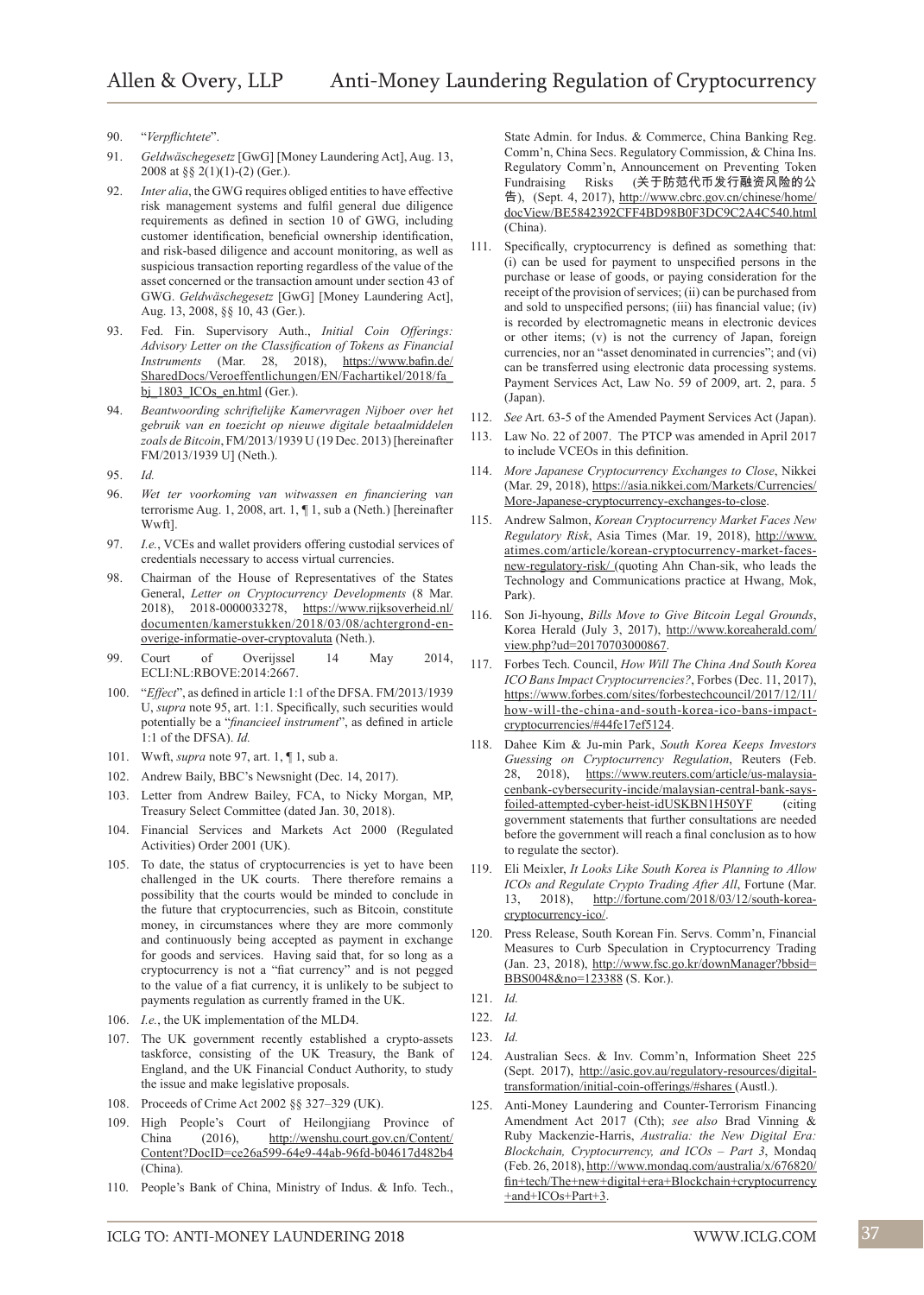90. "*Verpflichtete*".

91. *Geldwäschegesetz* [GwG] [Money Laundering Act], Aug. 13, 2008 at §§ 2(1)(1)-(2) (Ger.).

92. *Inter alia*, the GWG requires obliged entities to have effective risk management systems and fulfil general due diligence requirements as defined in section 10 of GWG, including customer identification, beneficial ownership identification, and risk-based diligence and account monitoring, as well as suspicious transaction reporting regardless of the value of the asset concerned or the transaction amount under section 43 of GWG. *Geldwäschegesetz* [GwG] [Money Laundering Act], Aug. 13, 2008, §§ 10, 43 (Ger.).

93. Fed. Fin. Supervisory Auth., *Initial Coin Offerings: Advisory Letter on the Classification of Tokens as Financial Instruments* (Mar. 28, 2018), https://www.bafin.de/SharedDocs/Veroeffentlichungen/EN/Fachartikel/2018/fa_bj_1803_ICOs_en.html (Ger.).

94. *Beantwoording schriftelijke Kamervragen Nijboer over het gebruik van en toezicht op nieuwe digitale betaalmiddelen zoals de Bitcoin*, FM/2013/1939 U (19 Dec. 2013) [hereinafter FM/2013/1939 U] (Neth.).

95. *Id.*

96. *Wet ter voorkoming van witwassen en financiering van* terrorisme Aug. 1, 2008, art. 1, ¶ 1, sub a (Neth.) [hereinafter Wwft].

97. *I.e.*, VCEs and wallet providers offering custodial services of credentials necessary to access virtual currencies.

98. Chairman of the House of Representatives of the States General, *Letter on Cryptocurrency Developments* (8 Mar. 2018), 2018-0000033278, https://www.rijksoverheid.nl/documenten/kamerstukken/2018/03/08/achtergrond-en-overige-informatie-over-cryptovaluta (Neth.).

99. Court of Overijssel 14 May 2014, ECLI:NL:RBOVE:2014:2667.

100. "*Effect*", as defined in article 1:1 of the DFSA. FM/2013/1939 U, *supra* note 95, art. 1:1. Specifically, such securities would potentially be a "*financieel instrument*", as defined in article 1:1 of the DFSA). *Id.*

101. Wwft, *supra* note 97, art. 1, ¶ 1, sub a.

102. Andrew Baily, BBC's Newsnight (Dec. 14, 2017).

103. Letter from Andrew Bailey, FCA, to Nicky Morgan, MP, Treasury Select Committee (dated Jan. 30, 2018).

104. Financial Services and Markets Act 2000 (Regulated Activities) Order 2001 (UK).

105. To date, the status of cryptocurrencies is yet to have been challenged in the UK courts. There therefore remains a possibility that the courts would be minded to conclude in the future that cryptocurrencies, such as Bitcoin, constitute money, in circumstances where they are more commonly and continuously being accepted as payment in exchange for goods and services. Having said that, for so long as a cryptocurrency is not a "fiat currency" and is not pegged to the value of a fiat currency, it is unlikely to be subject to payments regulation as currently framed in the UK.

106. *I.e.*, the UK implementation of the MLD4.

107. The UK government recently established a crypto-assets taskforce, consisting of the UK Treasury, the Bank of England, and the UK Financial Conduct Authority, to study the issue and make legislative proposals.

108. Proceeds of Crime Act 2002 §§ 327–329 (UK).

109. High People's Court of Heilongjiang Province of China (2016), http://wenshu.court.gov.cn/Content/Content?DocID=ce26a599-64e9-44ab-96fd-b04617d482b4 (China).

110. People's Bank of China, Ministry of Indus. & Info. Tech., State Admin. for Indus. & Commerce, China Banking Reg. Comm'n, China Secs. Regulatory Commission, & China Ins. Regulatory Comm'n, Announcement on Preventing Token Fundraising Risks (关于防范代币发行融资风险的公告), (Sept. 4, 2017), http://www.cbrc.gov.cn/chinese/home/docView/BE5842392CFF4BD98B0F3DC9C2A4C540.html (China).

111. Specifically, cryptocurrency is defined as something that: (i) can be used for payment to unspecified persons in the purchase or lease of goods, or paying consideration for the receipt of the provision of services; (ii) can be purchased from and sold to unspecified persons; (iii) has financial value; (iv) is recorded by electromagnetic means in electronic devices or other items; (v) is not the currency of Japan, foreign currencies, nor an "asset denominated in currencies"; and (vi) can be transferred using electronic data processing systems. Payment Services Act, Law No. 59 of 2009, art. 2, para. 5 (Japan).

112. *See* Art. 63-5 of the Amended Payment Services Act (Japan).

113. Law No. 22 of 2007. The PTCP was amended in April 2017 to include VCEOs in this definition.

114. *More Japanese Cryptocurrency Exchanges to Close*, Nikkei (Mar. 29, 2018), https://asia.nikkei.com/Markets/Currencies/More-Japanese-cryptocurrency-exchanges-to-close.

115. Andrew Salmon, *Korean Cryptocurrency Market Faces New Regulatory Risk*, Asia Times (Mar. 19, 2018), http://www.atimes.com/article/korean-cryptocurrency-market-faces-new-regulatory-risk/ (quoting Ahn Chan-sik, who leads the Technology and Communications practice at Hwang, Mok, Park).

116. Son Ji-hyoung, *Bills Move to Give Bitcoin Legal Grounds*, Korea Herald (July 3, 2017), http://www.koreaherald.com/view.php?ud=20170703000867.

117. Forbes Tech. Council, *How Will The China And South Korea ICO Bans Impact Cryptocurrencies?*, Forbes (Dec. 11, 2017), https://www.forbes.com/sites/forbestechcouncil/2017/12/11/how-will-the-china-and-south-korea-ico-bans-impact-cryptocurrencies/#44fe17ef5124.

118. Dahee Kim & Ju-min Park, *South Korea Keeps Investors Guessing on Cryptocurrency Regulation*, Reuters (Feb. 28, 2018), https://www.reuters.com/article/us-malaysia-cenbank-cybersecurity-incide/malaysian-central-bank-says-foiled-attempted-cyber-heist-idUSKBN1H50YF (citing government statements that further consultations are needed before the government will reach a final conclusion as to how to regulate the sector).

119. Eli Meixler, *It Looks Like South Korea is Planning to Allow ICOs and Regulate Crypto Trading After All*, Fortune (Mar. 13, 2018), http://fortune.com/2018/03/12/south-korea-cryptocurrency-ico/.

120. Press Release, South Korean Fin. Servs. Comm'n, Financial Measures to Curb Speculation in Cryptocurrency Trading (Jan. 23, 2018), http://www.fsc.go.kr/downManager?bbsid=BBS0048&no=123388 (S. Kor.).

121. *Id.*

122. *Id.*

123. *Id.*

124. Australian Secs. & Inv. Comm'n, Information Sheet 225 (Sept. 2017), http://asic.gov.au/regulatory-resources/digital-transformation/initial-coin-offerings/#shares (Austl.).

125. Anti-Money Laundering and Counter-Terrorism Financing Amendment Act 2017 (Cth); *see also* Brad Vinning & Ruby Mackenzie-Harris, *Australia: the New Digital Era: Blockchain, Cryptocurrency, and ICOs – Part 3*, Mondaq (Feb. 26, 2018), http://www.mondaq.com/australia/x/676820/fin+tech/The+new+digital+era+Blockchain+cryptocurrency+and+ICOs+Part+3.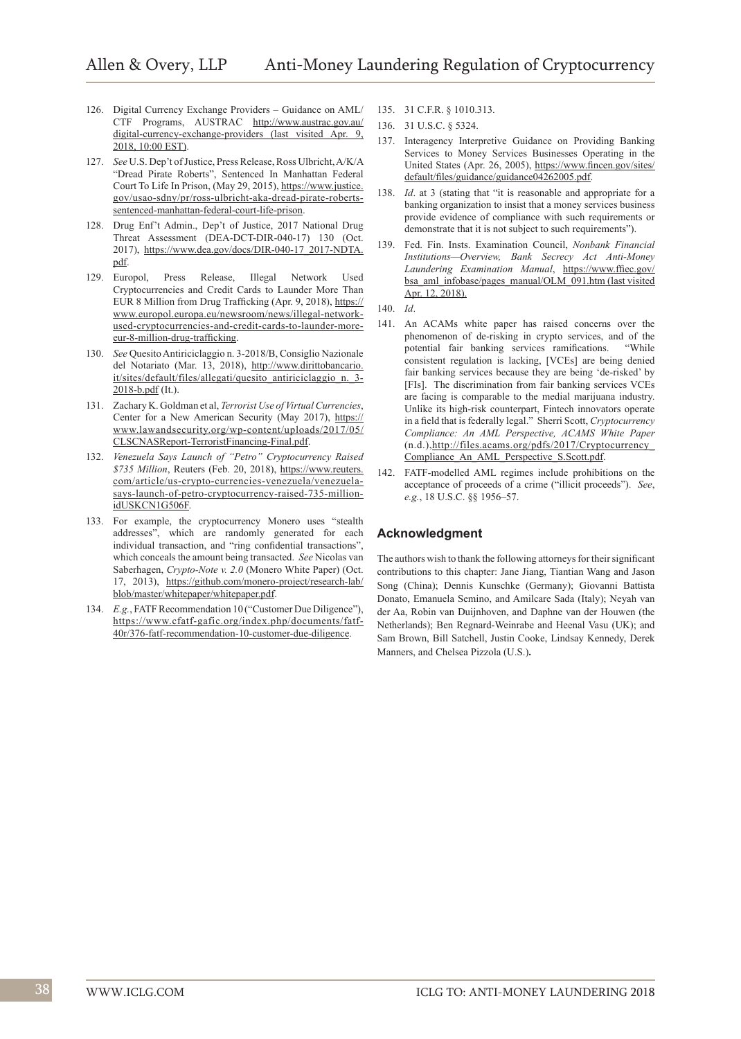126. Digital Currency Exchange Providers – Guidance on AML/CTF Programs, AUSTRAC http://www.austrac.gov.au/digital-currency-exchange-providers (last visited Apr. 9, 2018, 10:00 EST).

127. *See* U.S. Dep't of Justice, Press Release, Ross Ulbricht, A/K/A "Dread Pirate Roberts", Sentenced In Manhattan Federal Court To Life In Prison, (May 29, 2015), https://www.justice.gov/usao-sdny/pr/ross-ulbricht-aka-dread-pirate-roberts-sentenced-manhattan-federal-court-life-prison.

128. Drug Enf't Admin., Dep't of Justice, 2017 National Drug Threat Assessment (DEA-DCT-DIR-040-17) 130 (Oct. 2017), https://www.dea.gov/docs/DIR-040-17_2017-NDTA.pdf.

129. Europol, Press Release, Illegal Network Used Cryptocurrencies and Credit Cards to Launder More Than EUR 8 Million from Drug Trafficking (Apr. 9, 2018), https://www.europol.europa.eu/newsroom/news/illegal-network-used-cryptocurrencies-and-credit-cards-to-launder-more-eur-8-million-drug-trafficking.

130. *See* Quesito Antiriciclaggio n. 3-2018/B, Consiglio Nazionale del Notariato (Mar. 13, 2018), http://www.dirittobancario.it/sites/default/files/allegati/quesito_antiriciclaggio_n._3-2018-b.pdf (It.).

131. Zachary K. Goldman et al, *Terrorist Use of Virtual Currencies*, Center for a New American Security (May 2017), https://www.lawandsecurity.org/wp-content/uploads/2017/05/CLSCNASReport-TerroristFinancing-Final.pdf.

132. *Venezuela Says Launch of "Petro" Cryptocurrency Raised $735 Million*, Reuters (Feb. 20, 2018), https://www.reuters.com/article/us-crypto-currencies-venezuela/venezuela-says-launch-of-petro-cryptocurrency-raised-735-million-idUSKCN1G506F.

133. For example, the cryptocurrency Monero uses "stealth addresses", which are randomly generated for each individual transaction, and "ring confidential transactions", which conceals the amount being transacted. *See* Nicolas van Saberhagen, *Crypto-Note v. 2.0* (Monero White Paper) (Oct. 17, 2013), https://github.com/monero-project/research-lab/blob/master/whitepaper/whitepaper.pdf.

134. *E.g.*, FATF Recommendation 10 ("Customer Due Diligence"), https://www.cfatf-gafic.org/index.php/documents/fatf-40r/376-fatf-recommendation-10-customer-due-diligence.

135. 31 C.F.R. § 1010.313.

136. 31 U.S.C. § 5324.

137. Interagency Interpretive Guidance on Providing Banking Services to Money Services Businesses Operating in the United States (Apr. 26, 2005), https://www.fincen.gov/sites/default/files/guidance/guidance04262005.pdf.

138. *Id*. at 3 (stating that "it is reasonable and appropriate for a banking organization to insist that a money services business provide evidence of compliance with such requirements or demonstrate that it is not subject to such requirements").

139. Fed. Fin. Insts. Examination Council, *Nonbank Financial Institutions—Overview, Bank Secrecy Act Anti-Money Laundering Examination Manual*, https://www.ffiec.gov/bsa_aml_infobase/pages_manual/OLM_091.htm (last visited Apr. 12, 2018).

140. *Id*.

141. An ACAMs white paper has raised concerns over the phenomenon of de-risking in crypto services, and of the potential fair banking services ramifications. "While consistent regulation is lacking, [VCEs] are being denied fair banking services because they are being 'de-risked' by [FIs]. The discrimination from fair banking services VCEs are facing is comparable to the medial marijuana industry. Unlike its high-risk counterpart, Fintech innovators operate in a field that is federally legal." Sherri Scott, *Cryptocurrency Compliance: An AML Perspective, ACAMS White Paper* (n.d.), http://files.acams.org/pdfs/2017/Cryptocurrency_Compliance_An_AML_Perspective_S.Scott.pdf.

142. FATF-modelled AML regimes include prohibitions on the acceptance of proceeds of a crime ("illicit proceeds"). *See*, *e.g.*, 18 U.S.C. §§ 1956–57.

## Acknowledgment

The authors wish to thank the following attorneys for their significant contributions to this chapter: Jane Jiang, Tiantian Wang and Jason Song (China); Dennis Kunschke (Germany); Giovanni Battista Donato, Emanuela Semino, and Amilcare Sada (Italy); Neyah van der Aa, Robin van Duijnhoven, and Daphne van der Houwen (the Netherlands); Ben Regnard-Weinrabe and Heenal Vasu (UK); and Sam Brown, Bill Satchell, Justin Cooke, Lindsay Kennedy, Derek Manners, and Chelsea Pizzola (U.S.).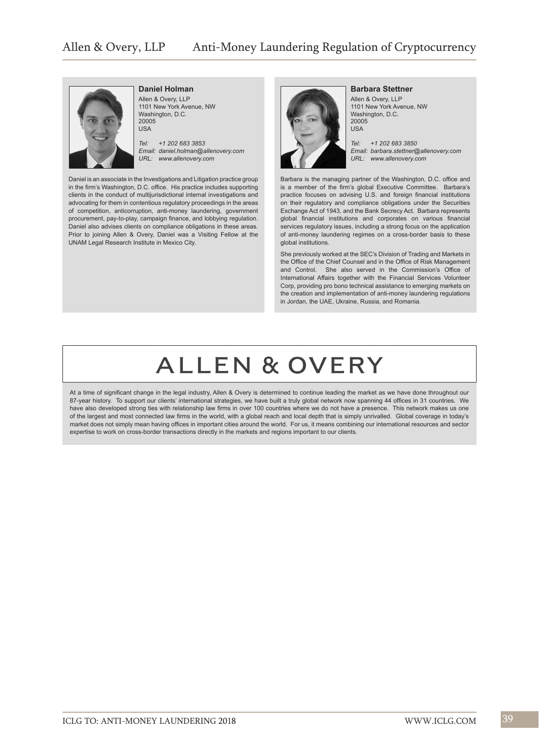### Daniel Holman

Allen & Overy, LLP
1101 New York Avenue, NW
Washington, D.C.
20005
USA

*Tel: +1 202 683 3853*
*Email: daniel.holman@allenovery.com*
*URL: www.allenovery.com*

Daniel is an associate in the Investigations and Litigation practice group in the firm's Washington, D.C. office. His practice includes supporting clients in the conduct of multijurisdictional internal investigations and advocating for them in contentious regulatory proceedings in the areas of competition, anticorruption, anti-money laundering, government procurement, pay-to-play, campaign finance, and lobbying regulation. Daniel also advises clients on compliance obligations in these areas. Prior to joining Allen & Overy, Daniel was a Visiting Fellow at the UNAM Legal Research Institute in Mexico City.

### Barbara Stettner

Allen & Overy, LLP
1101 New York Avenue, NW
Washington, D.C.
20005
USA

*Tel: +1 202 683 3850*
*Email: barbara.stettner@allenovery.com*
*URL: www.allenovery.com*

Barbara is the managing partner of the Washington, D.C. office and is a member of the firm's global Executive Committee. Barbara's practice focuses on advising U.S. and foreign financial institutions on their regulatory and compliance obligations under the Securities Exchange Act of 1943, and the Bank Secrecy Act. Barbara represents global financial institutions and corporates on various financial services regulatory issues, including a strong focus on the application of anti-money laundering regimes on a cross-border basis to these global institutions.

She previously worked at the SEC's Division of Trading and Markets in the Office of the Chief Counsel and in the Office of Risk Management and Control. She also served in the Commission's Office of International Affairs together with the Financial Services Volunteer Corp, providing pro bono technical assistance to emerging markets on the creation and implementation of anti-money laundering regulations in Jordan, the UAE, Ukraine, Russia, and Romania.

# ALLEN & OVERY

At a time of significant change in the legal industry, Allen & Overy is determined to continue leading the market as we have done throughout our 87-year history. To support our clients' international strategies, we have built a truly global network now spanning 44 offices in 31 countries. We have also developed strong ties with relationship law firms in over 100 countries where we do not have a presence. This network makes us one of the largest and most connected law firms in the world, with a global reach and local depth that is simply unrivalled. Global coverage in today's market does not simply mean having offices in important cities around the world. For us, it means combining our international resources and sector expertise to work on cross-border transactions directly in the markets and regions important to our clients.